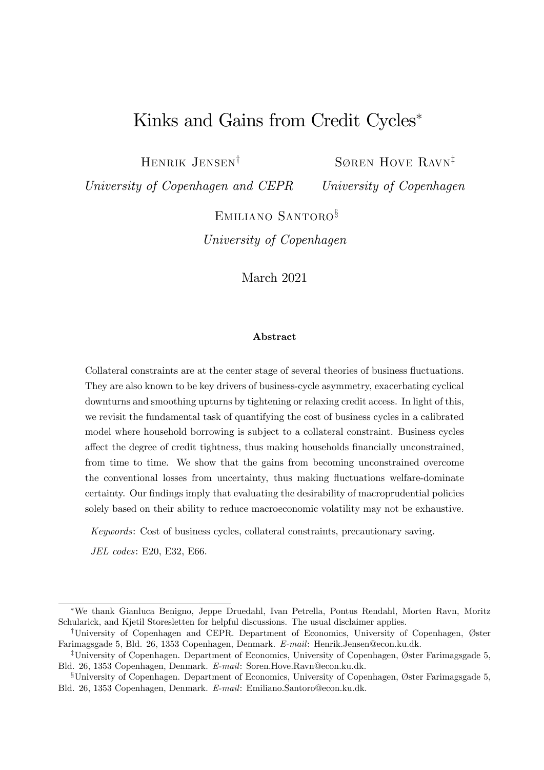# Kinks and Gains from Credit Cycles[*]

Henrik Jensen[†]
*University of Copenhagen and CEPR*

Søren Hove Ravn[‡]
*University of Copenhagen*

Emiliano Santoro[§]
*University of Copenhagen*

March 2021

### Abstract

Collateral constraints are at the center stage of several theories of business fluctuations. They are also known to be key drivers of business-cycle asymmetry, exacerbating cyclical downturns and smoothing upturns by tightening or relaxing credit access. In light of this, we revisit the fundamental task of quantifying the cost of business cycles in a calibrated model where household borrowing is subject to a collateral constraint. Business cycles affect the degree of credit tightness, thus making households financially unconstrained, from time to time. We show that the gains from becoming unconstrained overcome the conventional losses from uncertainty, thus making fluctuations welfare-dominate certainty. Our findings imply that evaluating the desirability of macroprudential policies solely based on their ability to reduce macroeconomic volatility may not be exhaustive.

*Keywords*: Cost of business cycles, collateral constraints, precautionary saving.

*JEL codes*: E20, E32, E66.

---

[*] We thank Gianluca Benigno, Jeppe Druedahl, Ivan Petrella, Pontus Rendahl, Morten Ravn, Moritz Schularick, and Kjetil Storesletten for helpful discussions. The usual disclaimer applies.

[†] University of Copenhagen and CEPR. Department of Economics, University of Copenhagen, Øster Farimagsgade 5, Bld. 26, 1353 Copenhagen, Denmark. *E-mail*: Henrik.Jensen@econ.ku.dk.

[‡] University of Copenhagen. Department of Economics, University of Copenhagen, Øster Farimagsgade 5, Bld. 26, 1353 Copenhagen, Denmark. *E-mail*: Soren.Hove.Ravn@econ.ku.dk.

[§] University of Copenhagen. Department of Economics, University of Copenhagen, Øster Farimagsgade 5, Bld. 26, 1353 Copenhagen, Denmark. *E-mail*: Emiliano.Santoro@econ.ku.dk.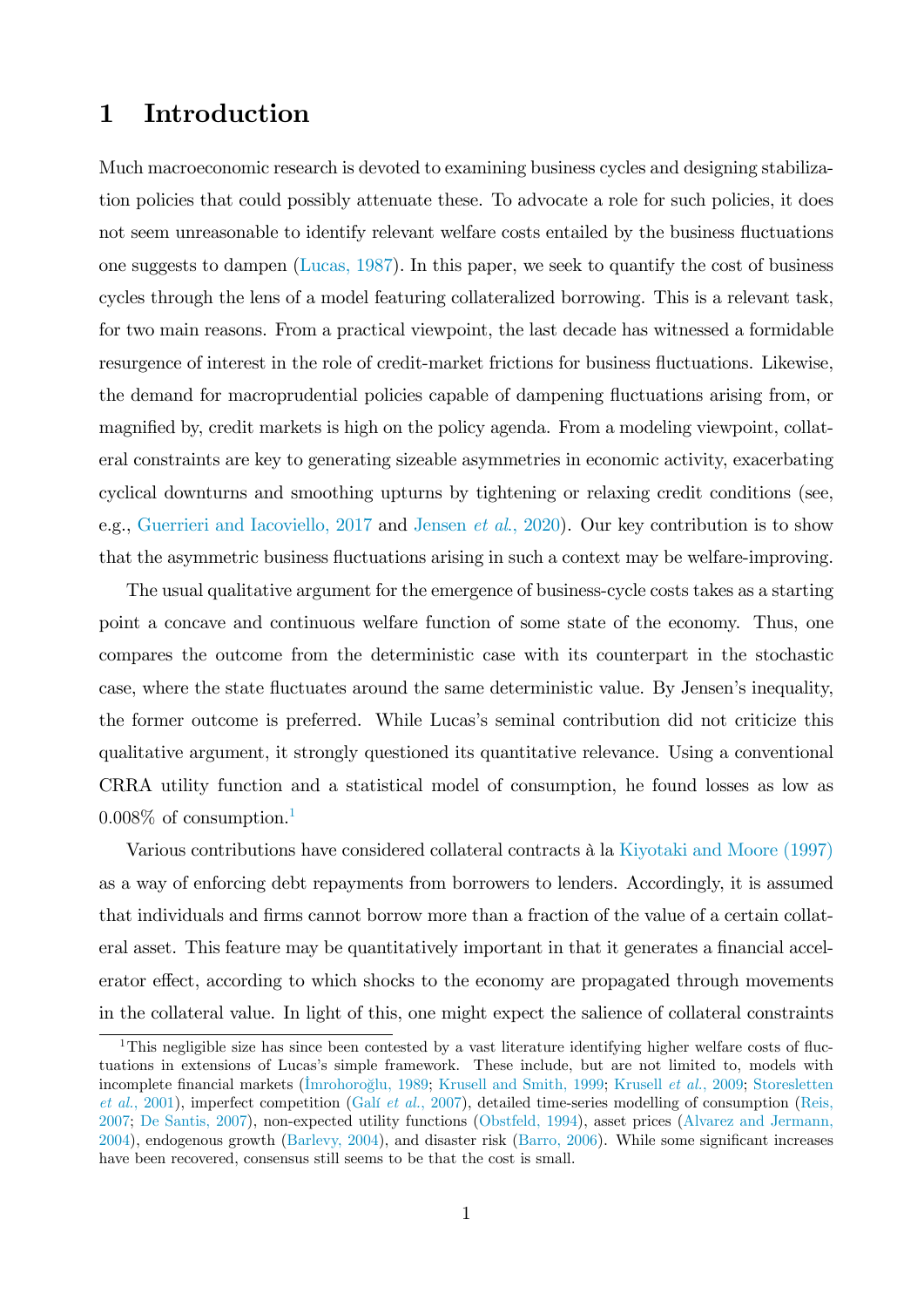# 1 Introduction

Much macroeconomic research is devoted to examining business cycles and designing stabilization policies that could possibly attenuate these. To advocate a role for such policies, it does not seem unreasonable to identify relevant welfare costs entailed by the business fluctuations one suggests to dampen (Lucas, 1987). In this paper, we seek to quantify the cost of business cycles through the lens of a model featuring collateralized borrowing. This is a relevant task, for two main reasons. From a practical viewpoint, the last decade has witnessed a formidable resurgence of interest in the role of credit-market frictions for business fluctuations. Likewise, the demand for macroprudential policies capable of dampening fluctuations arising from, or magnified by, credit markets is high on the policy agenda. From a modeling viewpoint, collateral constraints are key to generating sizeable asymmetries in economic activity, exacerbating cyclical downturns and smoothing upturns by tightening or relaxing credit conditions (see, e.g., Guerrieri and Iacoviello, 2017 and Jensen *et al.*, 2020). Our key contribution is to show that the asymmetric business fluctuations arising in such a context may be welfare-improving.

The usual qualitative argument for the emergence of business-cycle costs takes as a starting point a concave and continuous welfare function of some state of the economy. Thus, one compares the outcome from the deterministic case with its counterpart in the stochastic case, where the state fluctuates around the same deterministic value. By Jensen's inequality, the former outcome is preferred. While Lucas's seminal contribution did not criticize this qualitative argument, it strongly questioned its quantitative relevance. Using a conventional CRRA utility function and a statistical model of consumption, he found losses as low as 0.008% of consumption.[1]

Various contributions have considered collateral contracts à la Kiyotaki and Moore (1997) as a way of enforcing debt repayments from borrowers to lenders. Accordingly, it is assumed that individuals and firms cannot borrow more than a fraction of the value of a certain collateral asset. This feature may be quantitatively important in that it generates a financial accelerator effect, according to which shocks to the economy are propagated through movements in the collateral value. In light of this, one might expect the salience of collateral constraints

[1] This negligible size has since been contested by a vast literature identifying higher welfare costs of fluctuations in extensions of Lucas's simple framework. These include, but are not limited to, models with incomplete financial markets (İmrohoroğlu, 1989; Krusell and Smith, 1999; Krusell *et al.*, 2009; Storesletten *et al.*, 2001), imperfect competition (Galí *et al.*, 2007), detailed time-series modelling of consumption (Reis, 2007; De Santis, 2007), non-expected utility functions (Obstfeld, 1994), asset prices (Alvarez and Jermann, 2004), endogenous growth (Barlevy, 2004), and disaster risk (Barro, 2006). While some significant increases have been recovered, consensus still seems to be that the cost is small.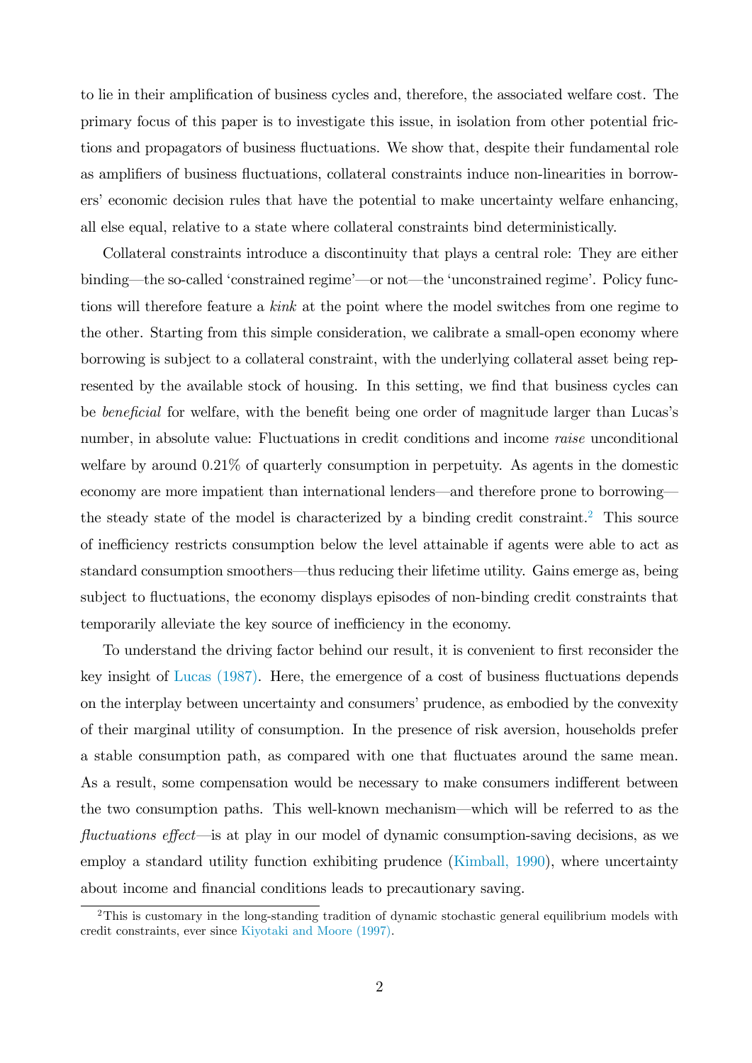to lie in their amplification of business cycles and, therefore, the associated welfare cost. The primary focus of this paper is to investigate this issue, in isolation from other potential frictions and propagators of business fluctuations. We show that, despite their fundamental role as amplifiers of business fluctuations, collateral constraints induce non-linearities in borrowers' economic decision rules that have the potential to make uncertainty welfare enhancing, all else equal, relative to a state where collateral constraints bind deterministically.

Collateral constraints introduce a discontinuity that plays a central role: They are either binding—the so-called 'constrained regime'—or not—the 'unconstrained regime'. Policy functions will therefore feature a *kink* at the point where the model switches from one regime to the other. Starting from this simple consideration, we calibrate a small-open economy where borrowing is subject to a collateral constraint, with the underlying collateral asset being represented by the available stock of housing. In this setting, we find that business cycles can be *beneficial* for welfare, with the benefit being one order of magnitude larger than Lucas's number, in absolute value: Fluctuations in credit conditions and income *raise* unconditional welfare by around 0.21% of quarterly consumption in perpetuity. As agents in the domestic economy are more impatient than international lenders—and therefore prone to borrowing—the steady state of the model is characterized by a binding credit constraint.[2] This source of inefficiency restricts consumption below the level attainable if agents were able to act as standard consumption smoothers—thus reducing their lifetime utility. Gains emerge as, being subject to fluctuations, the economy displays episodes of non-binding credit constraints that temporarily alleviate the key source of inefficiency in the economy.

To understand the driving factor behind our result, it is convenient to first reconsider the key insight of Lucas (1987). Here, the emergence of a cost of business fluctuations depends on the interplay between uncertainty and consumers' prudence, as embodied by the convexity of their marginal utility of consumption. In the presence of risk aversion, households prefer a stable consumption path, as compared with one that fluctuates around the same mean. As a result, some compensation would be necessary to make consumers indifferent between the two consumption paths. This well-known mechanism—which will be referred to as the *fluctuations effect*—is at play in our model of dynamic consumption-saving decisions, as we employ a standard utility function exhibiting prudence (Kimball, 1990), where uncertainty about income and financial conditions leads to precautionary saving.

[2] This is customary in the long-standing tradition of dynamic stochastic general equilibrium models with credit constraints, ever since Kiyotaki and Moore (1997).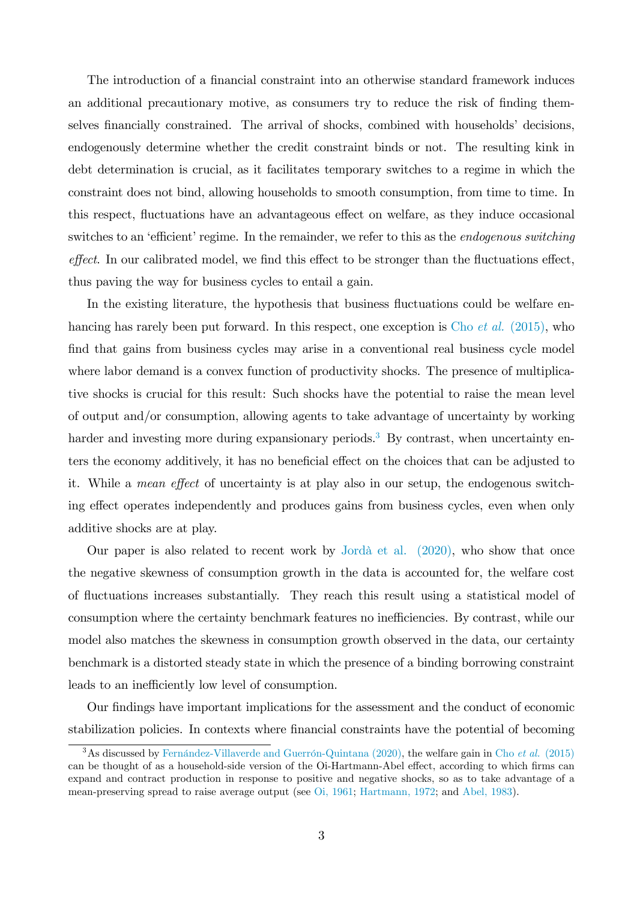The introduction of a financial constraint into an otherwise standard framework induces an additional precautionary motive, as consumers try to reduce the risk of finding themselves financially constrained. The arrival of shocks, combined with households' decisions, endogenously determine whether the credit constraint binds or not. The resulting kink in debt determination is crucial, as it facilitates temporary switches to a regime in which the constraint does not bind, allowing households to smooth consumption, from time to time. In this respect, fluctuations have an advantageous effect on welfare, as they induce occasional switches to an 'efficient' regime. In the remainder, we refer to this as the *endogenous switching effect*. In our calibrated model, we find this effect to be stronger than the fluctuations effect, thus paving the way for business cycles to entail a gain.

In the existing literature, the hypothesis that business fluctuations could be welfare enhancing has rarely been put forward. In this respect, one exception is Cho *et al.* (2015), who find that gains from business cycles may arise in a conventional real business cycle model where labor demand is a convex function of productivity shocks. The presence of multiplicative shocks is crucial for this result: Such shocks have the potential to raise the mean level of output and/or consumption, allowing agents to take advantage of uncertainty by working harder and investing more during expansionary periods.[3] By contrast, when uncertainty enters the economy additively, it has no beneficial effect on the choices that can be adjusted to it. While a *mean effect* of uncertainty is at play also in our setup, the endogenous switching effect operates independently and produces gains from business cycles, even when only additive shocks are at play.

Our paper is also related to recent work by Jordà et al. (2020), who show that once the negative skewness of consumption growth in the data is accounted for, the welfare cost of fluctuations increases substantially. They reach this result using a statistical model of consumption where the certainty benchmark features no inefficiencies. By contrast, while our model also matches the skewness in consumption growth observed in the data, our certainty benchmark is a distorted steady state in which the presence of a binding borrowing constraint leads to an inefficiently low level of consumption.

Our findings have important implications for the assessment and the conduct of economic stabilization policies. In contexts where financial constraints have the potential of becoming

[3] As discussed by Fernández-Villaverde and Guerrón-Quintana (2020), the welfare gain in Cho *et al.* (2015) can be thought of as a household-side version of the Oi-Hartmann-Abel effect, according to which firms can expand and contract production in response to positive and negative shocks, so as to take advantage of a mean-preserving spread to raise average output (see Oi, 1961; Hartmann, 1972; and Abel, 1983).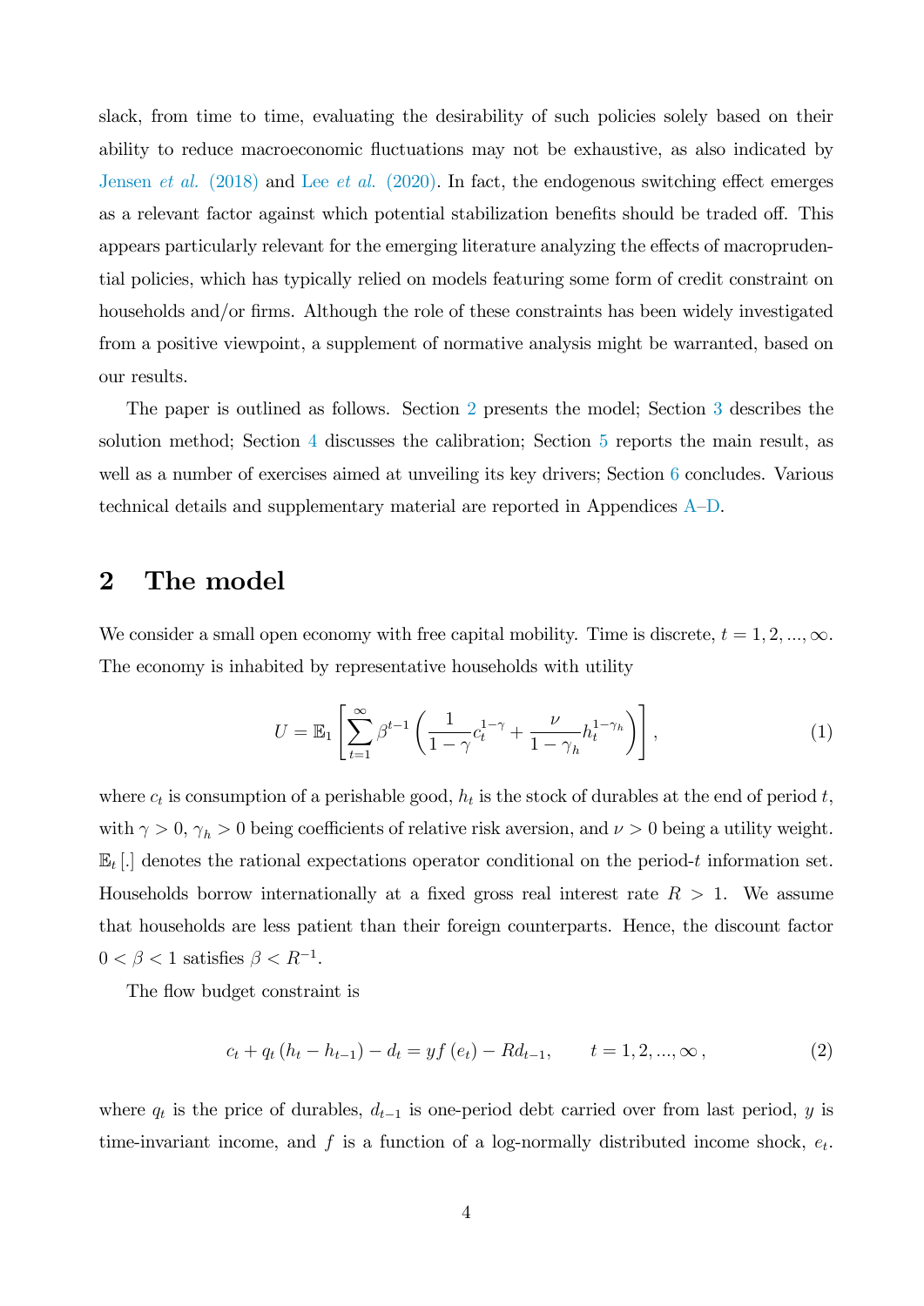slack, from time to time, evaluating the desirability of such policies solely based on their ability to reduce macroeconomic fluctuations may not be exhaustive, as also indicated by Jensen *et al.* (2018) and Lee *et al.* (2020). In fact, the endogenous switching effect emerges as a relevant factor against which potential stabilization benefits should be traded off. This appears particularly relevant for the emerging literature analyzing the effects of macroprudential policies, which has typically relied on models featuring some form of credit constraint on households and/or firms. Although the role of these constraints has been widely investigated from a positive viewpoint, a supplement of normative analysis might be warranted, based on our results.

The paper is outlined as follows. Section 2 presents the model; Section 3 describes the solution method; Section 4 discusses the calibration; Section 5 reports the main result, as well as a number of exercises aimed at unveiling its key drivers; Section 6 concludes. Various technical details and supplementary material are reported in Appendices A–D.

## 2 The model

We consider a small open economy with free capital mobility. Time is discrete, $t = 1, 2, ..., \infty$. The economy is inhabited by representative households with utility

$$U = \mathbb{E}_1 \left[ \sum_{t=1}^{\infty} \beta^{t-1} \left( \frac{1}{1-\gamma} c_t^{1-\gamma} + \frac{\nu}{1-\gamma_h} h_t^{1-\gamma_h} \right) \right], \tag{1}$$

where $c_t$ is consumption of a perishable good, $h_t$ is the stock of durables at the end of period $t$, with $\gamma > 0$, $\gamma_h > 0$ being coefficients of relative risk aversion, and $\nu > 0$ being a utility weight. $\mathbb{E}_t[.]$ denotes the rational expectations operator conditional on the period-$t$ information set. Households borrow internationally at a fixed gross real interest rate $R > 1$. We assume that households are less patient than their foreign counterparts. Hence, the discount factor $0 < \beta < 1$ satisfies $\beta < R^{-1}$.

The flow budget constraint is

$$c_t + q_t (h_t - h_{t-1}) - d_t = y f(e_t) - R d_{t-1}, \qquad t = 1, 2, ..., \infty, \tag{2}$$

where $q_t$ is the price of durables, $d_{t-1}$ is one-period debt carried over from last period, $y$ is time-invariant income, and $f$ is a function of a log-normally distributed income shock, $e_t$.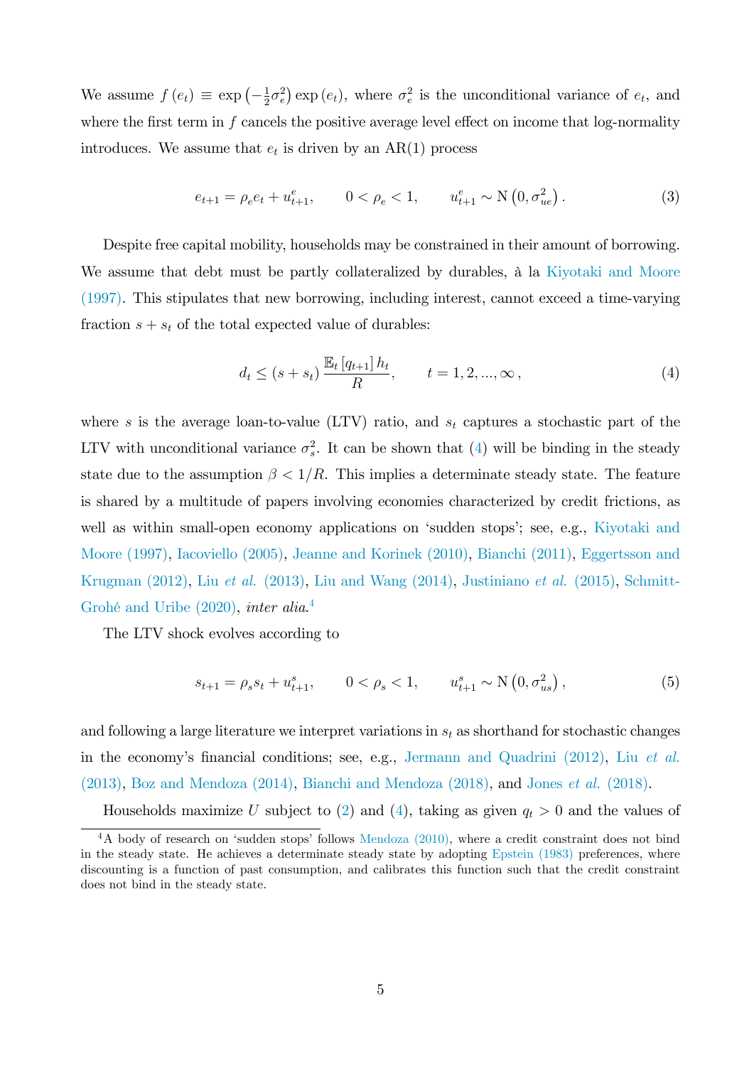We assume $f(e_t) \equiv \exp\left(-\frac{1}{2}\sigma_e^2\right)\exp(e_t)$, where $\sigma_e^2$ is the unconditional variance of $e_t$, and where the first term in $f$ cancels the positive average level effect on income that log-normality introduces. We assume that $e_t$ is driven by an AR(1) process

$$e_{t+1} = \rho_e e_t + u_{t+1}^e, \qquad 0 < \rho_e < 1, \qquad u_{t+1}^e \sim \mathrm{N}\left(0, \sigma_{ue}^2\right). \tag{3}$$

Despite free capital mobility, households may be constrained in their amount of borrowing. We assume that debt must be partly collateralized by durables, à la Kiyotaki and Moore (1997). This stipulates that new borrowing, including interest, cannot exceed a time-varying fraction $s + s_t$ of the total expected value of durables:

$$d_t \leq (s + s_t)\frac{\mathbb{E}_t[q_{t+1}]\,h_t}{R}, \qquad t = 1, 2, ..., \infty, \tag{4}$$

where $s$ is the average loan-to-value (LTV) ratio, and $s_t$ captures a stochastic part of the LTV with unconditional variance $\sigma_s^2$. It can be shown that (4) will be binding in the steady state due to the assumption $\beta < 1/R$. This implies a determinate steady state. The feature is shared by a multitude of papers involving economies characterized by credit frictions, as well as within small-open economy applications on 'sudden stops'; see, e.g., Kiyotaki and Moore (1997), Iacoviello (2005), Jeanne and Korinek (2010), Bianchi (2011), Eggertsson and Krugman (2012), Liu *et al.* (2013), Liu and Wang (2014), Justiniano *et al.* (2015), Schmitt-Grohé and Uribe (2020), *inter alia*.[4]

The LTV shock evolves according to

$$s_{t+1} = \rho_s s_t + u_{t+1}^s, \qquad 0 < \rho_s < 1, \qquad u_{t+1}^s \sim \mathrm{N}\left(0, \sigma_{us}^2\right), \tag{5}$$

and following a large literature we interpret variations in $s_t$ as shorthand for stochastic changes in the economy's financial conditions; see, e.g., Jermann and Quadrini (2012), Liu *et al.* (2013), Boz and Mendoza (2014), Bianchi and Mendoza (2018), and Jones *et al.* (2018).

Households maximize $U$ subject to (2) and (4), taking as given $q_t > 0$ and the values of

[4] A body of research on 'sudden stops' follows Mendoza (2010), where a credit constraint does not bind in the steady state. He achieves a determinate steady state by adopting Epstein (1983) preferences, where discounting is a function of past consumption, and calibrates this function such that the credit constraint does not bind in the steady state.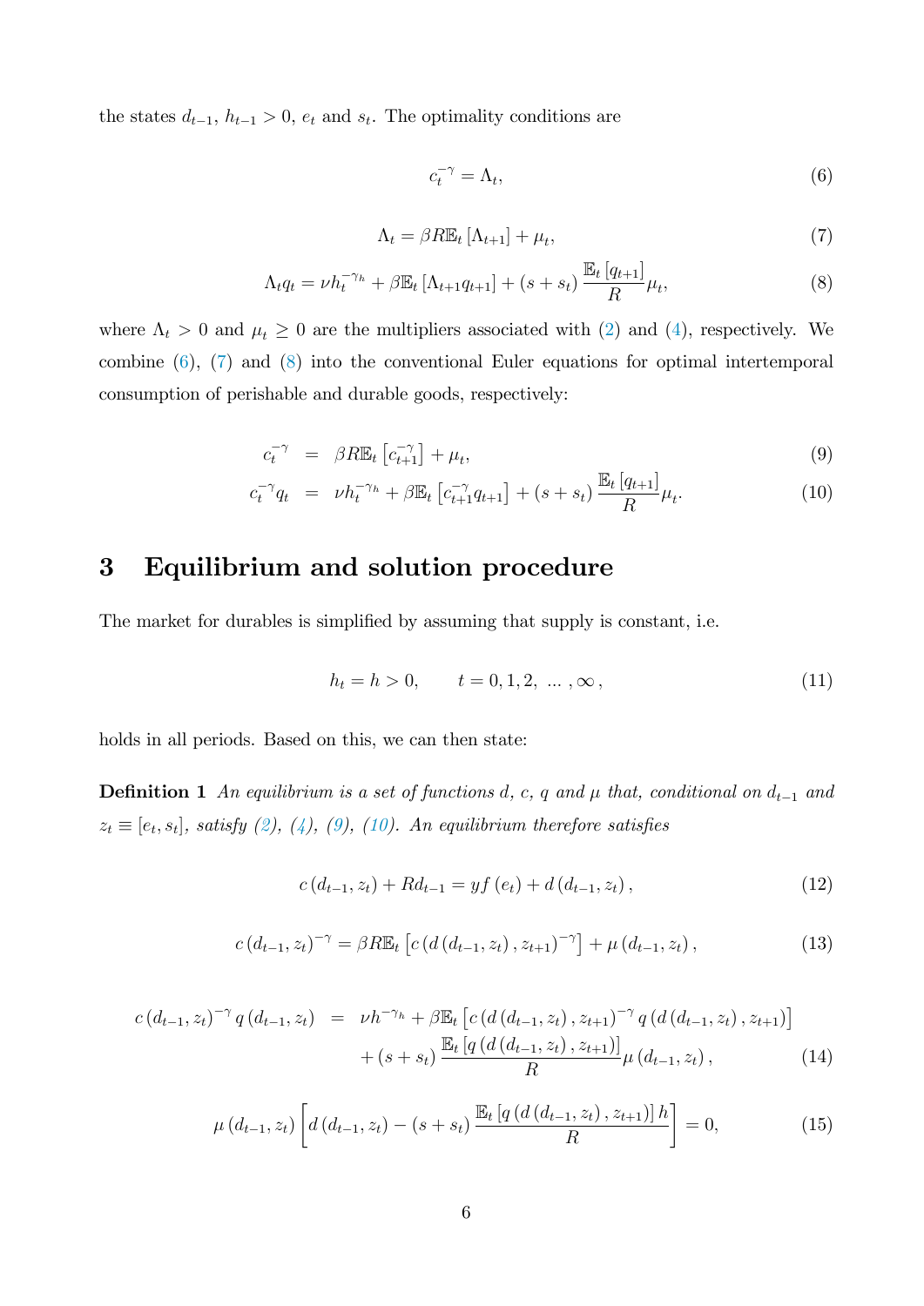the states $d_{t-1}$, $h_{t-1} > 0$, $e_t$ and $s_t$. The optimality conditions are

$$c_t^{-\gamma} = \Lambda_t, \tag{6}$$

$$\Lambda_t = \beta R \mathbb{E}_t \left[\Lambda_{t+1}\right] + \mu_t, \tag{7}$$

$$\Lambda_t q_t = \nu h_t^{-\gamma_h} + \beta \mathbb{E}_t \left[\Lambda_{t+1} q_{t+1}\right] + (s + s_t) \frac{\mathbb{E}_t \left[q_{t+1}\right]}{R} \mu_t, \tag{8}$$

where $\Lambda_t > 0$ and $\mu_t \geq 0$ are the multipliers associated with (2) and (4), respectively. We combine (6), (7) and (8) into the conventional Euler equations for optimal intertemporal consumption of perishable and durable goods, respectively:

$$c_t^{-\gamma} = \beta R \mathbb{E}_t \left[c_{t+1}^{-\gamma}\right] + \mu_t, \tag{9}$$

$$c_t^{-\gamma} q_t = \nu h_t^{-\gamma_h} + \beta \mathbb{E}_t \left[c_{t+1}^{-\gamma} q_{t+1}\right] + (s + s_t) \frac{\mathbb{E}_t \left[q_{t+1}\right]}{R} \mu_t. \tag{10}$$

# 3 Equilibrium and solution procedure

The market for durables is simplified by assuming that supply is constant, i.e.

$$h_t = h > 0, \qquad t = 0, 1, 2, \ \ldots, \infty, \tag{11}$$

holds in all periods. Based on this, we can then state:

**Definition 1** *An equilibrium is a set of functions $d$, $c$, $q$ and $\mu$ that, conditional on $d_{t-1}$ and $z_t \equiv [e_t, s_t]$, satisfy (2), (4), (9), (10). An equilibrium therefore satisfies*

$$c\left(d_{t-1}, z_t\right) + R d_{t-1} = y f\left(e_t\right) + d\left(d_{t-1}, z_t\right), \tag{12}$$

$$c\left(d_{t-1}, z_t\right)^{-\gamma} = \beta R \mathbb{E}_t \left[c\left(d\left(d_{t-1}, z_t\right), z_{t+1}\right)^{-\gamma}\right] + \mu\left(d_{t-1}, z_t\right), \tag{13}$$

$$\begin{aligned} c\left(d_{t-1}, z_t\right)^{-\gamma} q\left(d_{t-1}, z_t\right) \;=\;& \nu h^{-\gamma_h} + \beta \mathbb{E}_t \left[c\left(d\left(d_{t-1}, z_t\right), z_{t+1}\right)^{-\gamma} q\left(d\left(d_{t-1}, z_t\right), z_{t+1}\right)\right] \\ &+ (s + s_t) \frac{\mathbb{E}_t \left[q\left(d\left(d_{t-1}, z_t\right), z_{t+1}\right)\right]}{R} \mu\left(d_{t-1}, z_t\right), \end{aligned} \tag{14}$$

$$\mu\left(d_{t-1}, z_t\right) \left[d\left(d_{t-1}, z_t\right) - (s + s_t) \frac{\mathbb{E}_t \left[q\left(d\left(d_{t-1}, z_t\right), z_{t+1}\right)\right] h}{R}\right] = 0, \tag{15}$$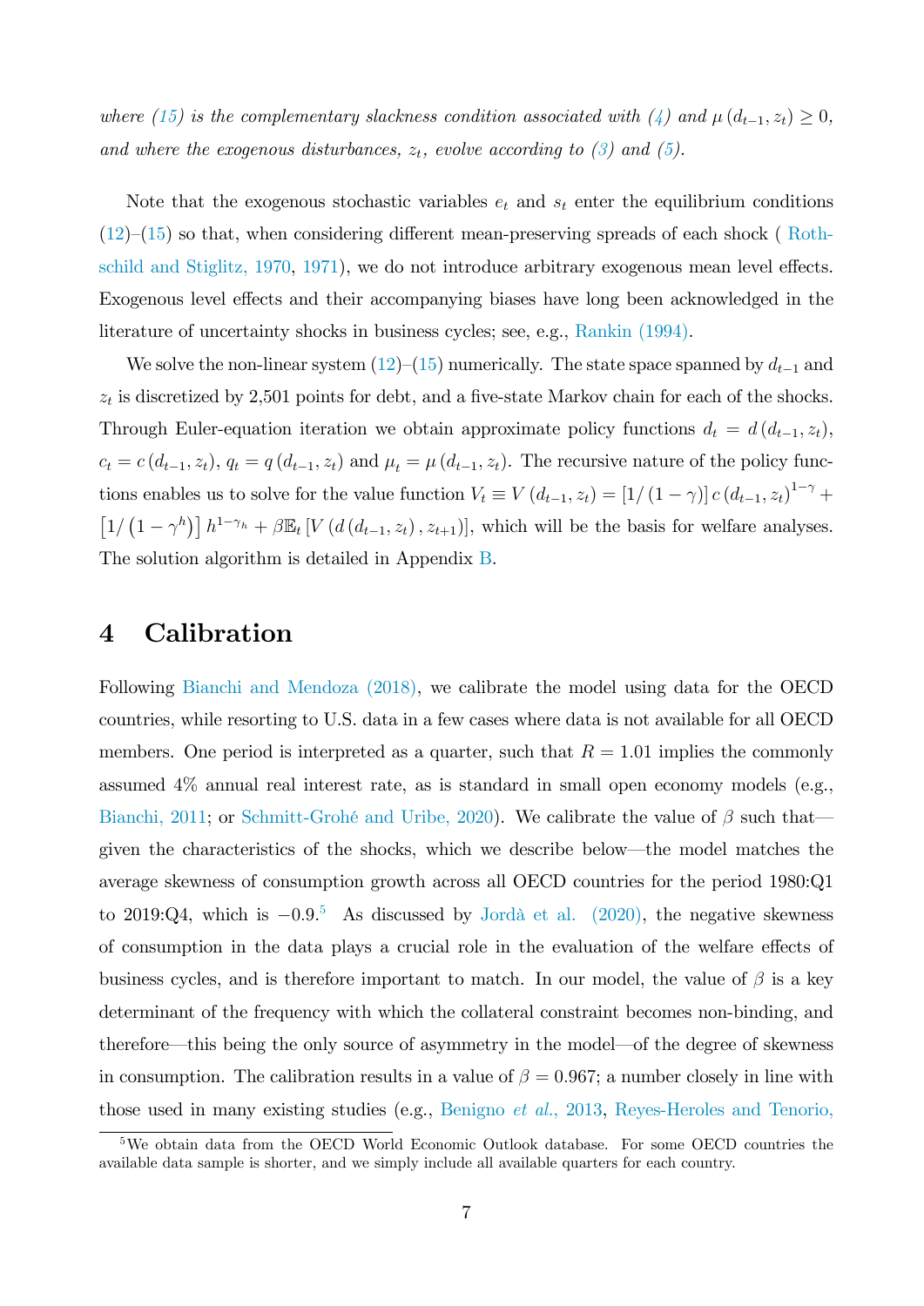*where (15) is the complementary slackness condition associated with (4) and $\mu(d_{t-1}, z_t) \geq 0$, and where the exogenous disturbances, $z_t$, evolve according to (3) and (5).*

Note that the exogenous stochastic variables $e_t$ and $s_t$ enter the equilibrium conditions (12)–(15) so that, when considering different mean-preserving spreads of each shock ( Rothschild and Stiglitz, 1970, 1971), we do not introduce arbitrary exogenous mean level effects. Exogenous level effects and their accompanying biases have long been acknowledged in the literature of uncertainty shocks in business cycles; see, e.g., Rankin (1994).

We solve the non-linear system (12)–(15) numerically. The state space spanned by $d_{t-1}$ and $z_t$ is discretized by 2,501 points for debt, and a five-state Markov chain for each of the shocks. Through Euler-equation iteration we obtain approximate policy functions $d_t = d(d_{t-1}, z_t)$, $c_t = c(d_{t-1}, z_t)$, $q_t = q(d_{t-1}, z_t)$ and $\mu_t = \mu(d_{t-1}, z_t)$. The recursive nature of the policy functions enables us to solve for the value function $V_t \equiv V(d_{t-1}, z_t) = [1/(1-\gamma)]\, c(d_{t-1}, z_t)^{1-\gamma} + [1/(1-\gamma^h)]\, h^{1-\gamma_h} + \beta \mathbb{E}_t [V(d(d_{t-1}, z_t), z_{t+1})]$, which will be the basis for welfare analyses. The solution algorithm is detailed in Appendix B.

# 4 Calibration

Following Bianchi and Mendoza (2018), we calibrate the model using data for the OECD countries, while resorting to U.S. data in a few cases where data is not available for all OECD members. One period is interpreted as a quarter, such that $R = 1.01$ implies the commonly assumed 4% annual real interest rate, as is standard in small open economy models (e.g., Bianchi, 2011; or Schmitt-Grohé and Uribe, 2020). We calibrate the value of $\beta$ such that—given the characteristics of the shocks, which we describe below—the model matches the average skewness of consumption growth across all OECD countries for the period 1980:Q1 to 2019:Q4, which is $-0.9$.[5] As discussed by Jordà et al. (2020), the negative skewness of consumption in the data plays a crucial role in the evaluation of the welfare effects of business cycles, and is therefore important to match. In our model, the value of $\beta$ is a key determinant of the frequency with which the collateral constraint becomes non-binding, and therefore—this being the only source of asymmetry in the model—of the degree of skewness in consumption. The calibration results in a value of $\beta = 0.967$; a number closely in line with those used in many existing studies (e.g., Benigno *et al.*, 2013, Reyes-Heroles and Tenorio,

[5] We obtain data from the OECD World Economic Outlook database. For some OECD countries the available data sample is shorter, and we simply include all available quarters for each country.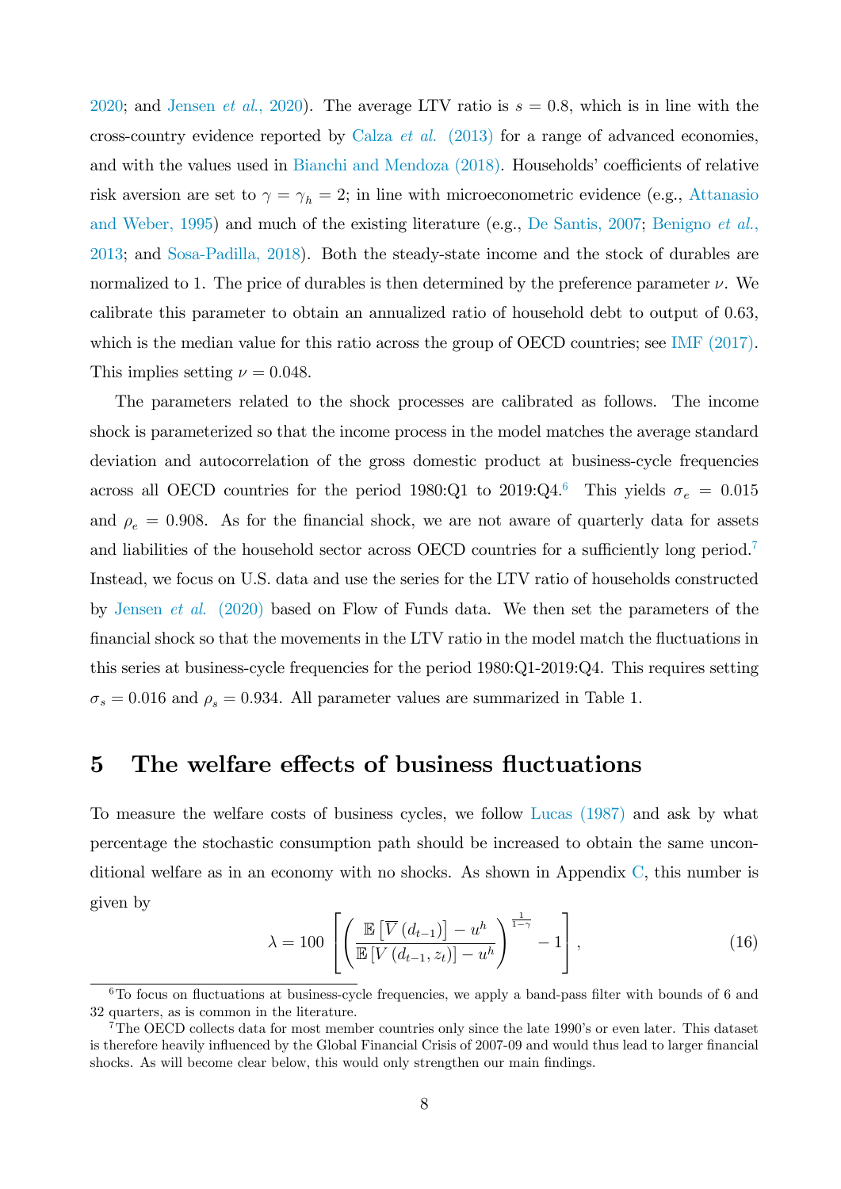2020; and Jensen *et al.*, 2020). The average LTV ratio is $s = 0.8$, which is in line with the cross-country evidence reported by Calza *et al.* (2013) for a range of advanced economies, and with the values used in Bianchi and Mendoza (2018). Households' coefficients of relative risk aversion are set to $\gamma = \gamma_h = 2$; in line with microeconometric evidence (e.g., Attanasio and Weber, 1995) and much of the existing literature (e.g., De Santis, 2007; Benigno *et al.*, 2013; and Sosa-Padilla, 2018). Both the steady-state income and the stock of durables are normalized to 1. The price of durables is then determined by the preference parameter $\nu$. We calibrate this parameter to obtain an annualized ratio of household debt to output of 0.63, which is the median value for this ratio across the group of OECD countries; see IMF (2017). This implies setting $\nu = 0.048$.

The parameters related to the shock processes are calibrated as follows. The income shock is parameterized so that the income process in the model matches the average standard deviation and autocorrelation of the gross domestic product at business-cycle frequencies across all OECD countries for the period 1980:Q1 to 2019:Q4.[6] This yields $\sigma_e = 0.015$ and $\rho_e = 0.908$. As for the financial shock, we are not aware of quarterly data for assets and liabilities of the household sector across OECD countries for a sufficiently long period.[7] Instead, we focus on U.S. data and use the series for the LTV ratio of households constructed by Jensen *et al.* (2020) based on Flow of Funds data. We then set the parameters of the financial shock so that the movements in the LTV ratio in the model match the fluctuations in this series at business-cycle frequencies for the period 1980:Q1-2019:Q4. This requires setting $\sigma_s = 0.016$ and $\rho_s = 0.934$. All parameter values are summarized in Table 1.

# 5 The welfare effects of business fluctuations

To measure the welfare costs of business cycles, we follow Lucas (1987) and ask by what percentage the stochastic consumption path should be increased to obtain the same unconditional welfare as in an economy with no shocks. As shown in Appendix C, this number is given by

$$\lambda = 100 \left[ \left( \frac{\mathbb{E}\left[\overline{V}\left(d_{t-1}\right)\right] - u^h}{\mathbb{E}\left[V\left(d_{t-1}, z_t\right)\right] - u^h} \right)^{\frac{1}{1-\gamma}} - 1 \right], \tag{16}$$

[6] To focus on fluctuations at business-cycle frequencies, we apply a band-pass filter with bounds of 6 and 32 quarters, as is common in the literature.

[7] The OECD collects data for most member countries only since the late 1990's or even later. This dataset is therefore heavily influenced by the Global Financial Crisis of 2007-09 and would thus lead to larger financial shocks. As will become clear below, this would only strengthen our main findings.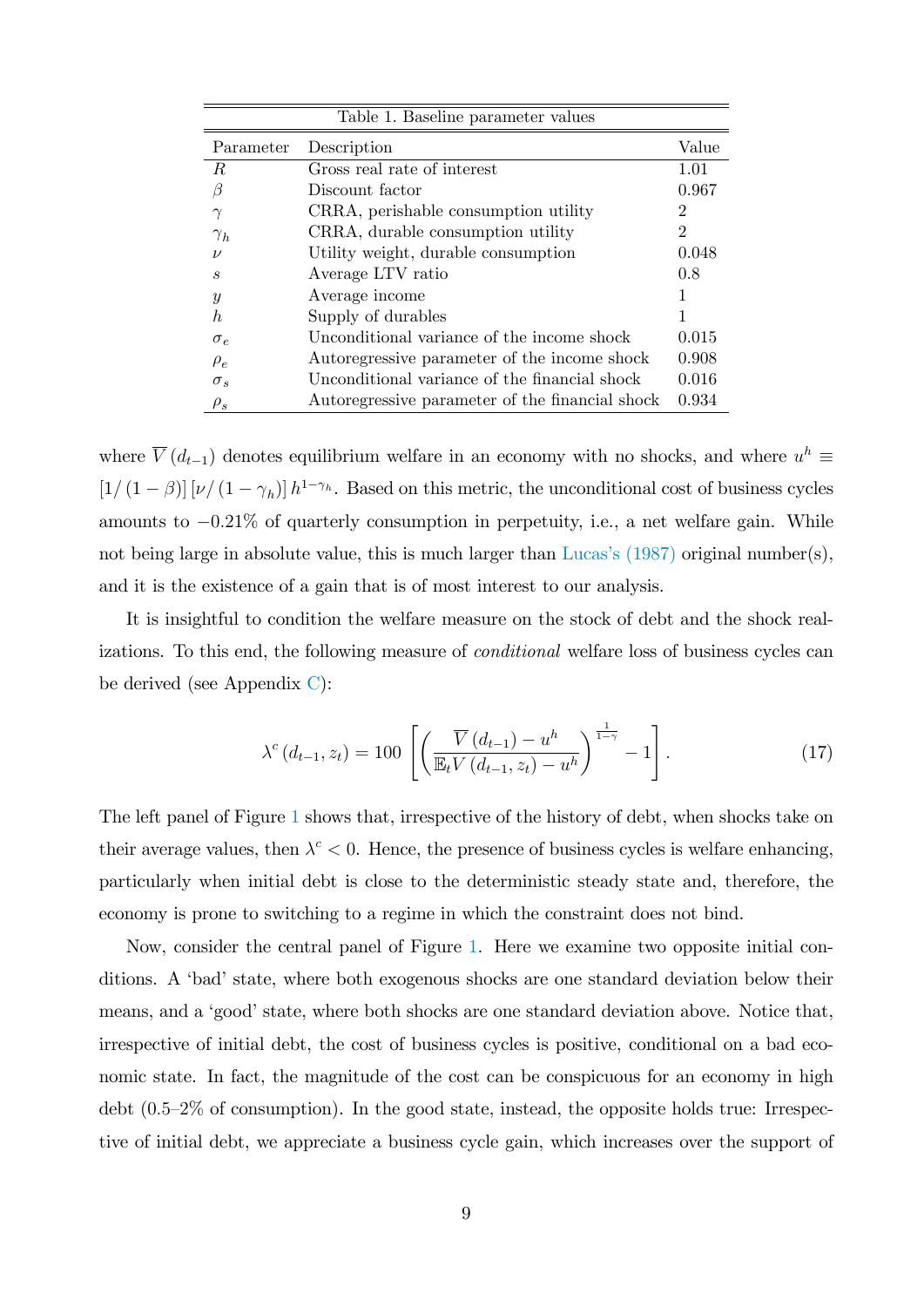| Table 1. Baseline parameter values | | |
|---|---|---|
| Parameter | Description | Value |
| $R$ | Gross real rate of interest | 1.01 |
| $\beta$ | Discount factor | 0.967 |
| $\gamma$ | CRRA, perishable consumption utility | 2 |
| $\gamma_h$ | CRRA, durable consumption utility | 2 |
| $\nu$ | Utility weight, durable consumption | 0.048 |
| $s$ | Average LTV ratio | 0.8 |
| $y$ | Average income | 1 |
| $h$ | Supply of durables | 1 |
| $\sigma_e$ | Unconditional variance of the income shock | 0.015 |
| $\rho_e$ | Autoregressive parameter of the income shock | 0.908 |
| $\sigma_s$ | Unconditional variance of the financial shock | 0.016 |
| $\rho_s$ | Autoregressive parameter of the financial shock | 0.934 |

where $\overline{V}(d_{t-1})$ denotes equilibrium welfare in an economy with no shocks, and where $u^h \equiv [1/(1-\beta)][\nu/(1-\gamma_h)]\, h^{1-\gamma_h}$. Based on this metric, the unconditional cost of business cycles amounts to $-0.21\%$ of quarterly consumption in perpetuity, i.e., a net welfare gain. While not being large in absolute value, this is much larger than Lucas's (1987) original number(s), and it is the existence of a gain that is of most interest to our analysis.

It is insightful to condition the welfare measure on the stock of debt and the shock realizations. To this end, the following measure of *conditional* welfare loss of business cycles can be derived (see Appendix C):

$$\lambda^c(d_{t-1}, z_t) = 100\left[\left(\frac{\overline{V}(d_{t-1}) - u^h}{\mathbb{E}_t V(d_{t-1}, z_t) - u^h}\right)^{\frac{1}{1-\gamma}} - 1\right]. \tag{17}$$

The left panel of Figure 1 shows that, irrespective of the history of debt, when shocks take on their average values, then $\lambda^c < 0$. Hence, the presence of business cycles is welfare enhancing, particularly when initial debt is close to the deterministic steady state and, therefore, the economy is prone to switching to a regime in which the constraint does not bind.

Now, consider the central panel of Figure 1. Here we examine two opposite initial conditions. A 'bad' state, where both exogenous shocks are one standard deviation below their means, and a 'good' state, where both shocks are one standard deviation above. Notice that, irrespective of initial debt, the cost of business cycles is positive, conditional on a bad economic state. In fact, the magnitude of the cost can be conspicuous for an economy in high debt (0.5–2% of consumption). In the good state, instead, the opposite holds true: Irrespective of initial debt, we appreciate a business cycle gain, which increases over the support of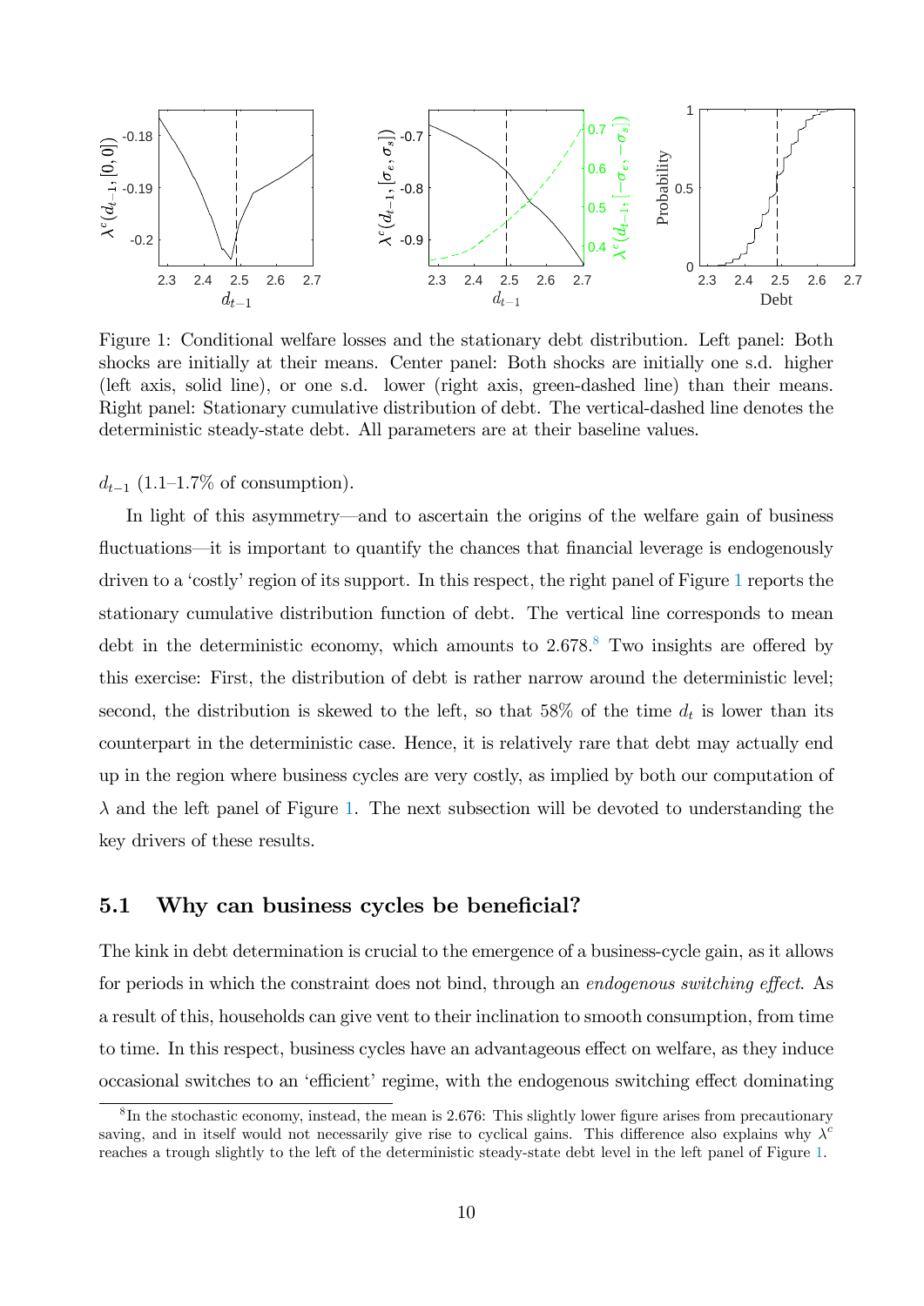Figure 1: Conditional welfare losses and the stationary debt distribution. Left panel: Both shocks are initially at their means. Center panel: Both shocks are initially one s.d. higher (left axis, solid line), or one s.d. lower (right axis, green-dashed line) than their means. Right panel: Stationary cumulative distribution of debt. The vertical-dashed line denotes the deterministic steady-state debt. All parameters are at their baseline values.

$d_{t-1}$ (1.1–1.7% of consumption).

In light of this asymmetry—and to ascertain the origins of the welfare gain of business fluctuations—it is important to quantify the chances that financial leverage is endogenously driven to a 'costly' region of its support. In this respect, the right panel of Figure 1 reports the stationary cumulative distribution function of debt. The vertical line corresponds to mean debt in the deterministic economy, which amounts to 2.678.[8] Two insights are offered by this exercise: First, the distribution of debt is rather narrow around the deterministic level; second, the distribution is skewed to the left, so that 58% of the time $d_t$ is lower than its counterpart in the deterministic case. Hence, it is relatively rare that debt may actually end up in the region where business cycles are very costly, as implied by both our computation of $\lambda$ and the left panel of Figure 1. The next subsection will be devoted to understanding the key drivers of these results.

## 5.1 Why can business cycles be beneficial?

The kink in debt determination is crucial to the emergence of a business-cycle gain, as it allows for periods in which the constraint does not bind, through an *endogenous switching effect*. As a result of this, households can give vent to their inclination to smooth consumption, from time to time. In this respect, business cycles have an advantageous effect on welfare, as they induce occasional switches to an 'efficient' regime, with the endogenous switching effect dominating

[8] In the stochastic economy, instead, the mean is 2.676: This slightly lower figure arises from precautionary saving, and in itself would not necessarily give rise to cyclical gains. This difference also explains why $\lambda^c$ reaches a trough slightly to the left of the deterministic steady-state debt level in the left panel of Figure 1.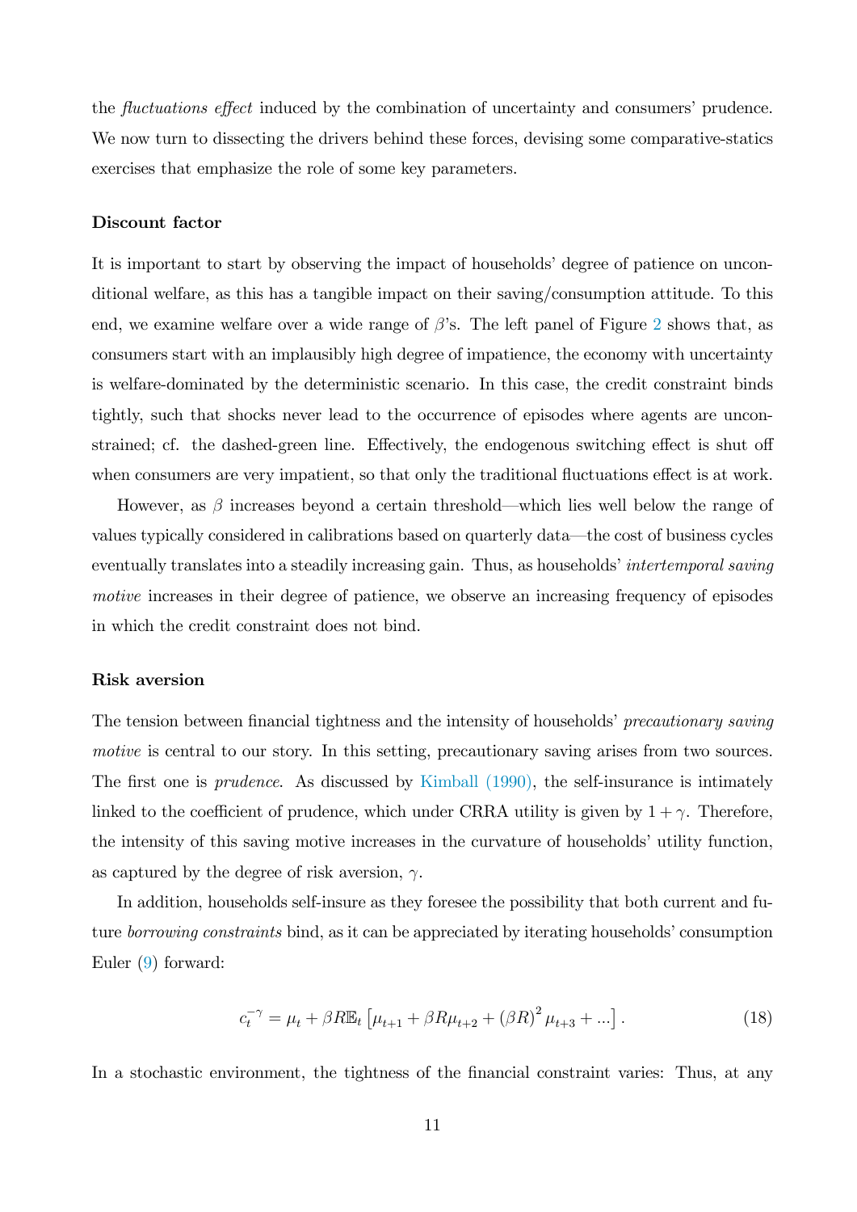the *fluctuations effect* induced by the combination of uncertainty and consumers' prudence. We now turn to dissecting the drivers behind these forces, devising some comparative-statics exercises that emphasize the role of some key parameters.

### Discount factor

It is important to start by observing the impact of households' degree of patience on unconditional welfare, as this has a tangible impact on their saving/consumption attitude. To this end, we examine welfare over a wide range of $\beta$'s. The left panel of Figure 2 shows that, as consumers start with an implausibly high degree of impatience, the economy with uncertainty is welfare-dominated by the deterministic scenario. In this case, the credit constraint binds tightly, such that shocks never lead to the occurrence of episodes where agents are unconstrained; cf. the dashed-green line. Effectively, the endogenous switching effect is shut off when consumers are very impatient, so that only the traditional fluctuations effect is at work.

However, as $\beta$ increases beyond a certain threshold—which lies well below the range of values typically considered in calibrations based on quarterly data—the cost of business cycles eventually translates into a steadily increasing gain. Thus, as households' *intertemporal saving motive* increases in their degree of patience, we observe an increasing frequency of episodes in which the credit constraint does not bind.

### Risk aversion

The tension between financial tightness and the intensity of households' *precautionary saving motive* is central to our story. In this setting, precautionary saving arises from two sources. The first one is *prudence*. As discussed by Kimball (1990), the self-insurance is intimately linked to the coefficient of prudence, which under CRRA utility is given by $1 + \gamma$. Therefore, the intensity of this saving motive increases in the curvature of households' utility function, as captured by the degree of risk aversion, $\gamma$.

In addition, households self-insure as they foresee the possibility that both current and future *borrowing constraints* bind, as it can be appreciated by iterating households' consumption Euler (9) forward:

$$c_t^{-\gamma} = \mu_t + \beta R \mathbb{E}_t \left[ \mu_{t+1} + \beta R \mu_{t+2} + (\beta R)^2 \mu_{t+3} + ... \right]. \tag{18}$$

In a stochastic environment, the tightness of the financial constraint varies: Thus, at any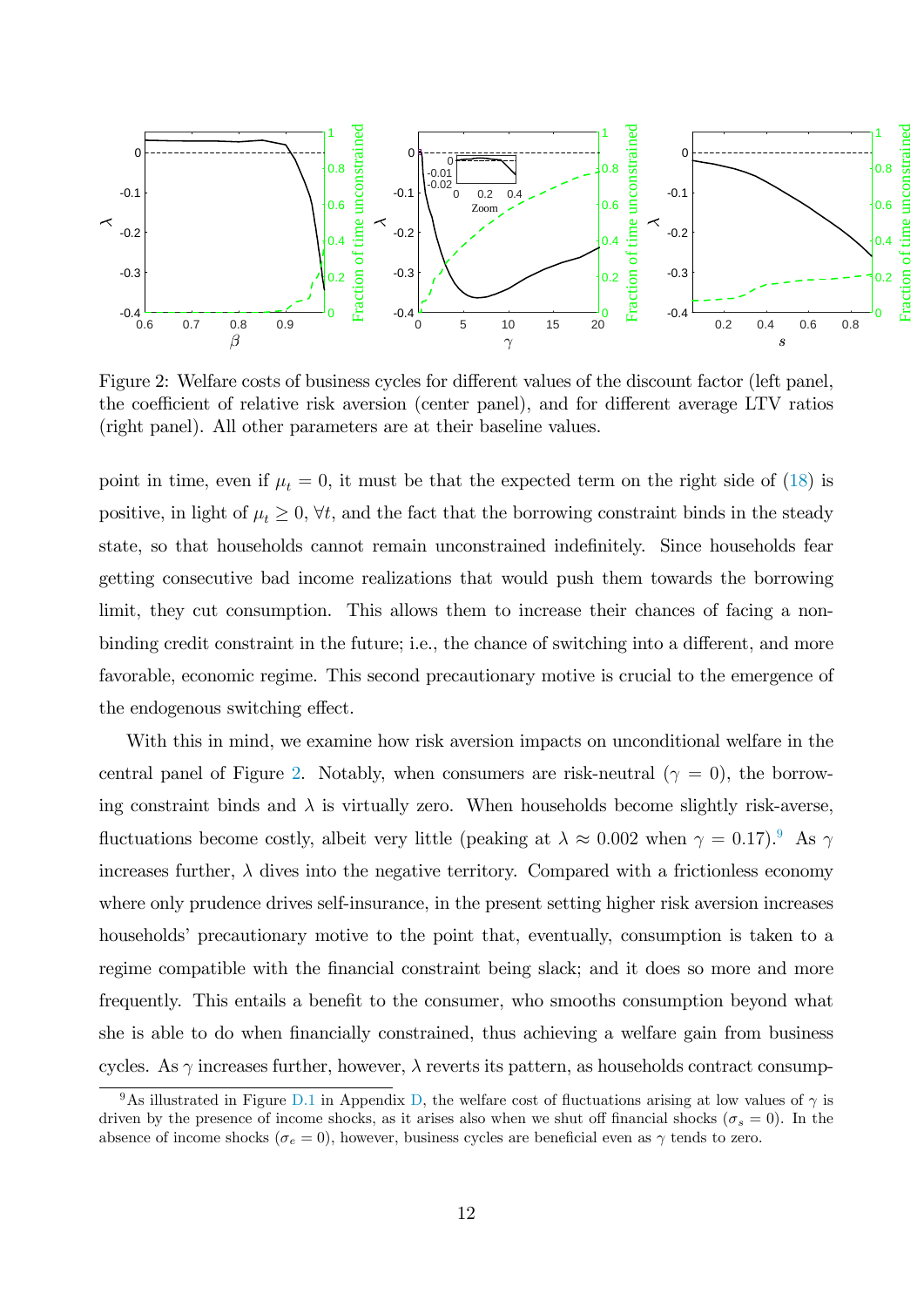Figure 2: Welfare costs of business cycles for different values of the discount factor (left panel, the coefficient of relative risk aversion (center panel), and for different average LTV ratios (right panel). All other parameters are at their baseline values.

point in time, even if $\mu_t = 0$, it must be that the expected term on the right side of (18) is positive, in light of $\mu_t \geq 0$, $\forall t$, and the fact that the borrowing constraint binds in the steady state, so that households cannot remain unconstrained indefinitely. Since households fear getting consecutive bad income realizations that would push them towards the borrowing limit, they cut consumption. This allows them to increase their chances of facing a non-binding credit constraint in the future; i.e., the chance of switching into a different, and more favorable, economic regime. This second precautionary motive is crucial to the emergence of the endogenous switching effect.

With this in mind, we examine how risk aversion impacts on unconditional welfare in the central panel of Figure 2. Notably, when consumers are risk-neutral ($\gamma = 0$), the borrowing constraint binds and $\lambda$ is virtually zero. When households become slightly risk-averse, fluctuations become costly, albeit very little (peaking at $\lambda \approx 0.002$ when $\gamma = 0.17$).[9] As $\gamma$ increases further, $\lambda$ dives into the negative territory. Compared with a frictionless economy where only prudence drives self-insurance, in the present setting higher risk aversion increases households' precautionary motive to the point that, eventually, consumption is taken to a regime compatible with the financial constraint being slack; and it does so more and more frequently. This entails a benefit to the consumer, who smooths consumption beyond what she is able to do when financially constrained, thus achieving a welfare gain from business cycles. As $\gamma$ increases further, however, $\lambda$ reverts its pattern, as households contract consump-

[9] As illustrated in Figure D.1 in Appendix D, the welfare cost of fluctuations arising at low values of $\gamma$ is driven by the presence of income shocks, as it arises also when we shut off financial shocks ($\sigma_s = 0$). In the absence of income shocks ($\sigma_e = 0$), however, business cycles are beneficial even as $\gamma$ tends to zero.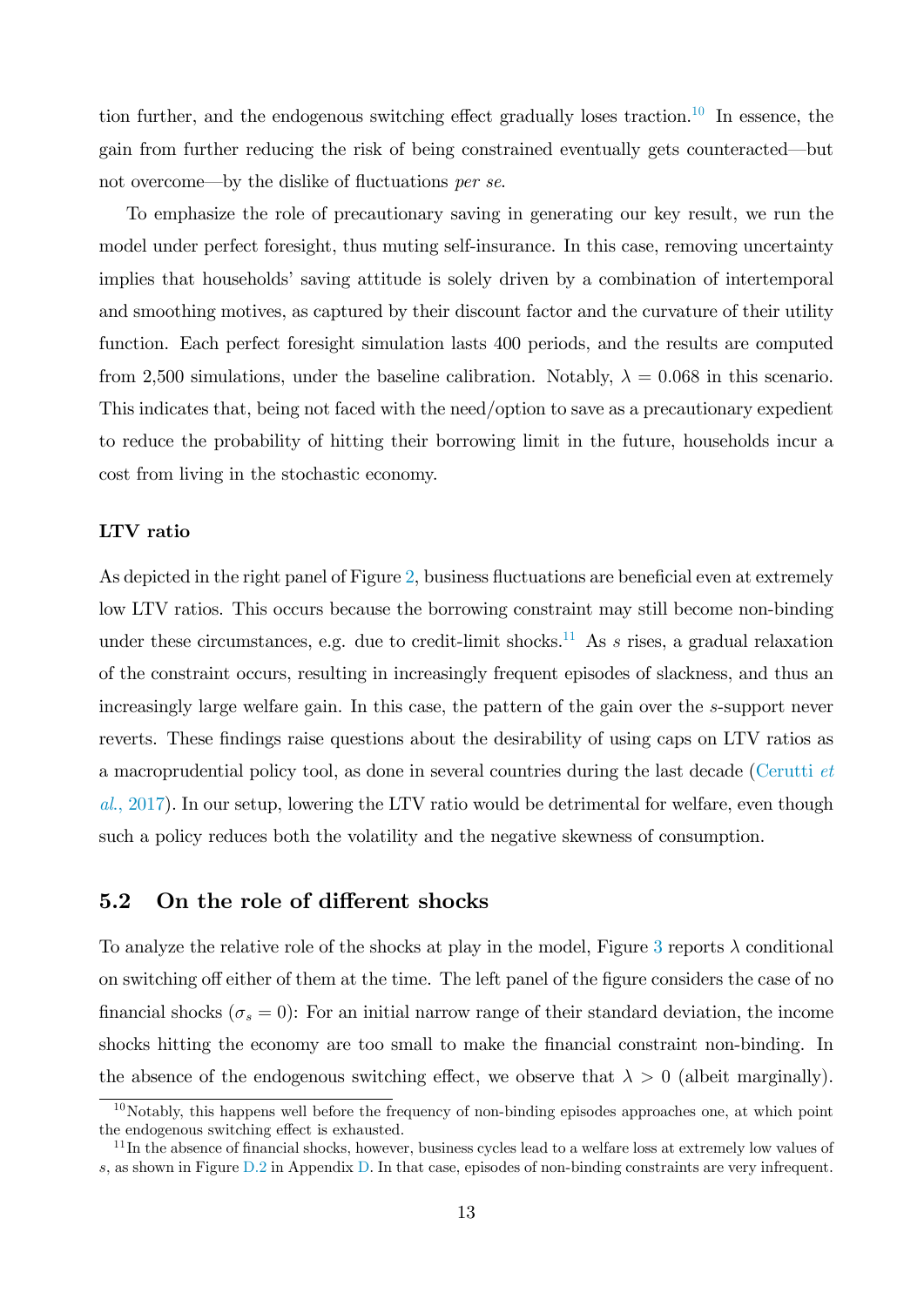tion further, and the endogenous switching effect gradually loses traction.[10] In essence, the gain from further reducing the risk of being constrained eventually gets counteracted—but not overcome—by the dislike of fluctuations *per se*.

To emphasize the role of precautionary saving in generating our key result, we run the model under perfect foresight, thus muting self-insurance. In this case, removing uncertainty implies that households' saving attitude is solely driven by a combination of intertemporal and smoothing motives, as captured by their discount factor and the curvature of their utility function. Each perfect foresight simulation lasts 400 periods, and the results are computed from 2,500 simulations, under the baseline calibration. Notably, $\lambda = 0.068$ in this scenario. This indicates that, being not faced with the need/option to save as a precautionary expedient to reduce the probability of hitting their borrowing limit in the future, households incur a cost from living in the stochastic economy.

#### LTV ratio

As depicted in the right panel of Figure 2, business fluctuations are beneficial even at extremely low LTV ratios. This occurs because the borrowing constraint may still become non-binding under these circumstances, e.g. due to credit-limit shocks.[11] As $s$ rises, a gradual relaxation of the constraint occurs, resulting in increasingly frequent episodes of slackness, and thus an increasingly large welfare gain. In this case, the pattern of the gain over the $s$-support never reverts. These findings raise questions about the desirability of using caps on LTV ratios as a macroprudential policy tool, as done in several countries during the last decade (Cerutti *et al.*, 2017). In our setup, lowering the LTV ratio would be detrimental for welfare, even though such a policy reduces both the volatility and the negative skewness of consumption.

## 5.2 On the role of different shocks

To analyze the relative role of the shocks at play in the model, Figure 3 reports $\lambda$ conditional on switching off either of them at the time. The left panel of the figure considers the case of no financial shocks ($\sigma_s = 0$): For an initial narrow range of their standard deviation, the income shocks hitting the economy are too small to make the financial constraint non-binding. In the absence of the endogenous switching effect, we observe that $\lambda > 0$ (albeit marginally).

[10] Notably, this happens well before the frequency of non-binding episodes approaches one, at which point the endogenous switching effect is exhausted.

[11] In the absence of financial shocks, however, business cycles lead to a welfare loss at extremely low values of $s$, as shown in Figure D.2 in Appendix D. In that case, episodes of non-binding constraints are very infrequent.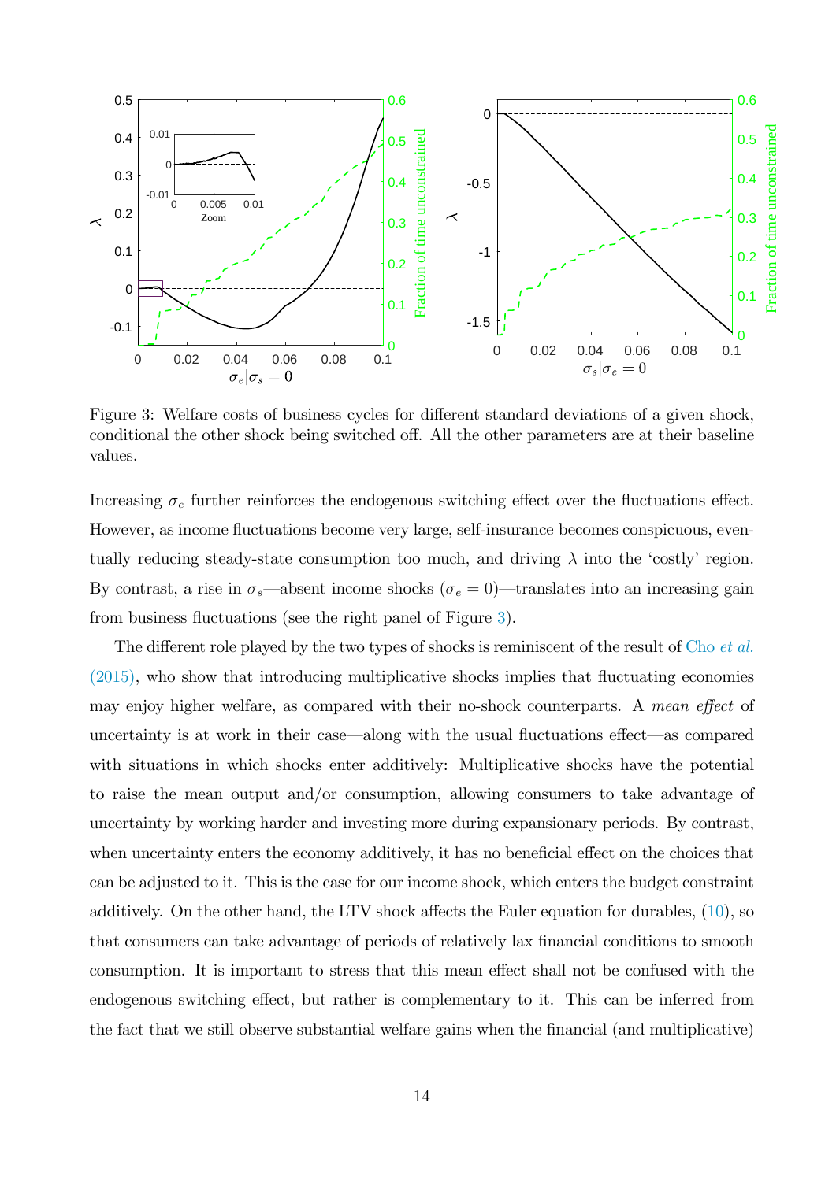Figure 3: Welfare costs of business cycles for different standard deviations of a given shock, conditional the other shock being switched off. All the other parameters are at their baseline values.

Increasing $\sigma_e$ further reinforces the endogenous switching effect over the fluctuations effect. However, as income fluctuations become very large, self-insurance becomes conspicuous, eventually reducing steady-state consumption too much, and driving $\lambda$ into the 'costly' region. By contrast, a rise in $\sigma_s$—absent income shocks ($\sigma_e = 0$)—translates into an increasing gain from business fluctuations (see the right panel of Figure 3).

The different role played by the two types of shocks is reminiscent of the result of Cho *et al.* (2015), who show that introducing multiplicative shocks implies that fluctuating economies may enjoy higher welfare, as compared with their no-shock counterparts. A *mean effect* of uncertainty is at work in their case—along with the usual fluctuations effect—as compared with situations in which shocks enter additively: Multiplicative shocks have the potential to raise the mean output and/or consumption, allowing consumers to take advantage of uncertainty by working harder and investing more during expansionary periods. By contrast, when uncertainty enters the economy additively, it has no beneficial effect on the choices that can be adjusted to it. This is the case for our income shock, which enters the budget constraint additively. On the other hand, the LTV shock affects the Euler equation for durables, (10), so that consumers can take advantage of periods of relatively lax financial conditions to smooth consumption. It is important to stress that this mean effect shall not be confused with the endogenous switching effect, but rather is complementary to it. This can be inferred from the fact that we still observe substantial welfare gains when the financial (and multiplicative)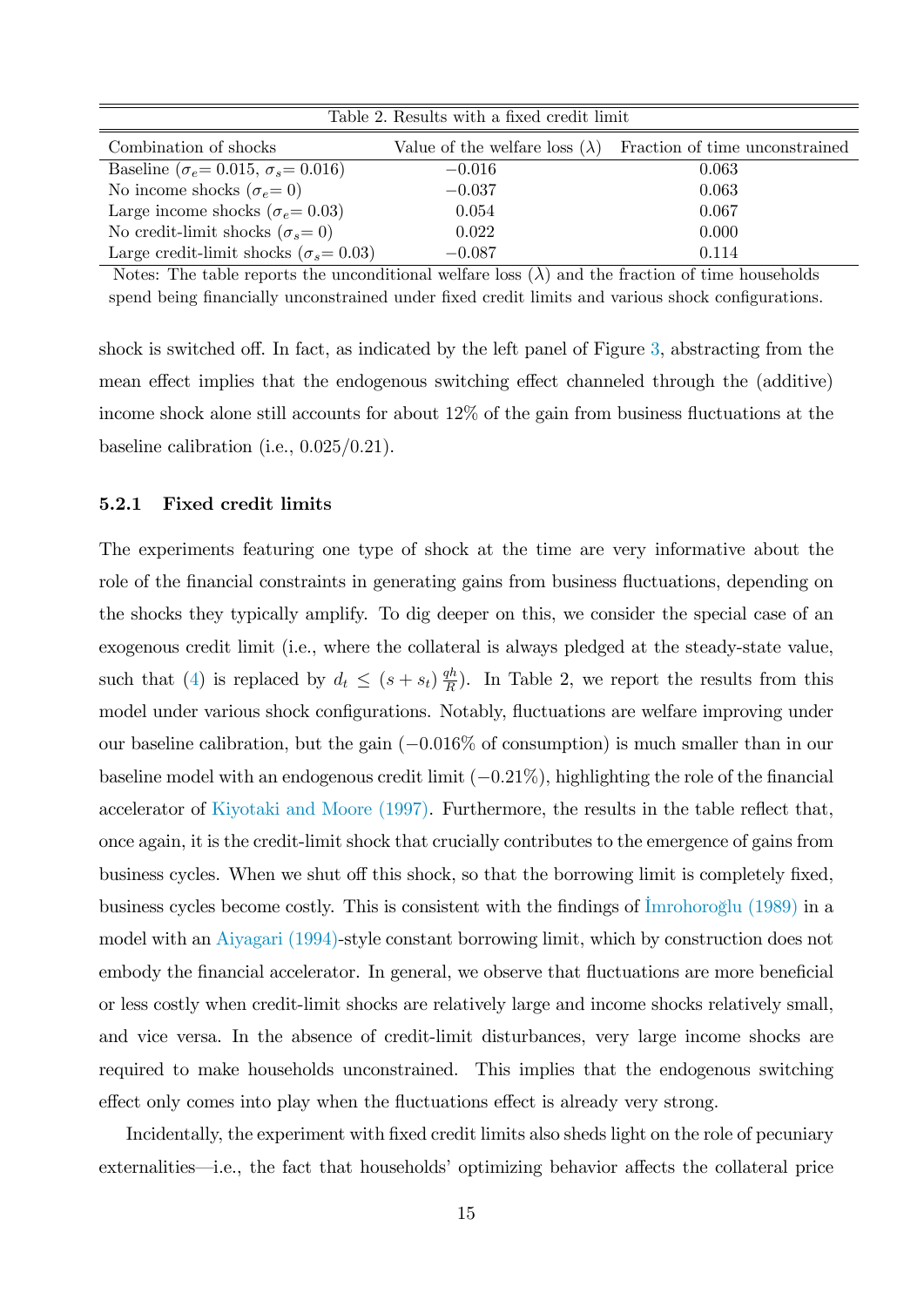Table 2. Results with a fixed credit limit

| Combination of shocks | Value of the welfare loss ($\lambda$) | Fraction of time unconstrained |
|---|---|---|
| Baseline ($\sigma_e$= 0.015, $\sigma_s$= 0.016) | $-0.016$ | 0.063 |
| No income shocks ($\sigma_e$= 0) | $-0.037$ | 0.063 |
| Large income shocks ($\sigma_e$= 0.03) | 0.054 | 0.067 |
| No credit-limit shocks ($\sigma_s$= 0) | 0.022 | 0.000 |
| Large credit-limit shocks ($\sigma_s$= 0.03) | $-0.087$ | 0.114 |

Notes: The table reports the unconditional welfare loss ($\lambda$) and the fraction of time households spend being financially unconstrained under fixed credit limits and various shock configurations.

shock is switched off. In fact, as indicated by the left panel of Figure 3, abstracting from the mean effect implies that the endogenous switching effect channeled through the (additive) income shock alone still accounts for about 12% of the gain from business fluctuations at the baseline calibration (i.e., 0.025/0.21).

### 5.2.1 Fixed credit limits

The experiments featuring one type of shock at the time are very informative about the role of the financial constraints in generating gains from business fluctuations, depending on the shocks they typically amplify. To dig deeper on this, we consider the special case of an exogenous credit limit (i.e., where the collateral is always pledged at the steady-state value, such that (4) is replaced by $d_t \leq (s + s_t)\, \frac{qh}{R}$). In Table 2, we report the results from this model under various shock configurations. Notably, fluctuations are welfare improving under our baseline calibration, but the gain ($-0.016$% of consumption) is much smaller than in our baseline model with an endogenous credit limit ($-0.21$%), highlighting the role of the financial accelerator of Kiyotaki and Moore (1997). Furthermore, the results in the table reflect that, once again, it is the credit-limit shock that crucially contributes to the emergence of gains from business cycles. When we shut off this shock, so that the borrowing limit is completely fixed, business cycles become costly. This is consistent with the findings of İmrohoroğlu (1989) in a model with an Aiyagari (1994)-style constant borrowing limit, which by construction does not embody the financial accelerator. In general, we observe that fluctuations are more beneficial or less costly when credit-limit shocks are relatively large and income shocks relatively small, and vice versa. In the absence of credit-limit disturbances, very large income shocks are required to make households unconstrained. This implies that the endogenous switching effect only comes into play when the fluctuations effect is already very strong.

Incidentally, the experiment with fixed credit limits also sheds light on the role of pecuniary externalities—i.e., the fact that households' optimizing behavior affects the collateral price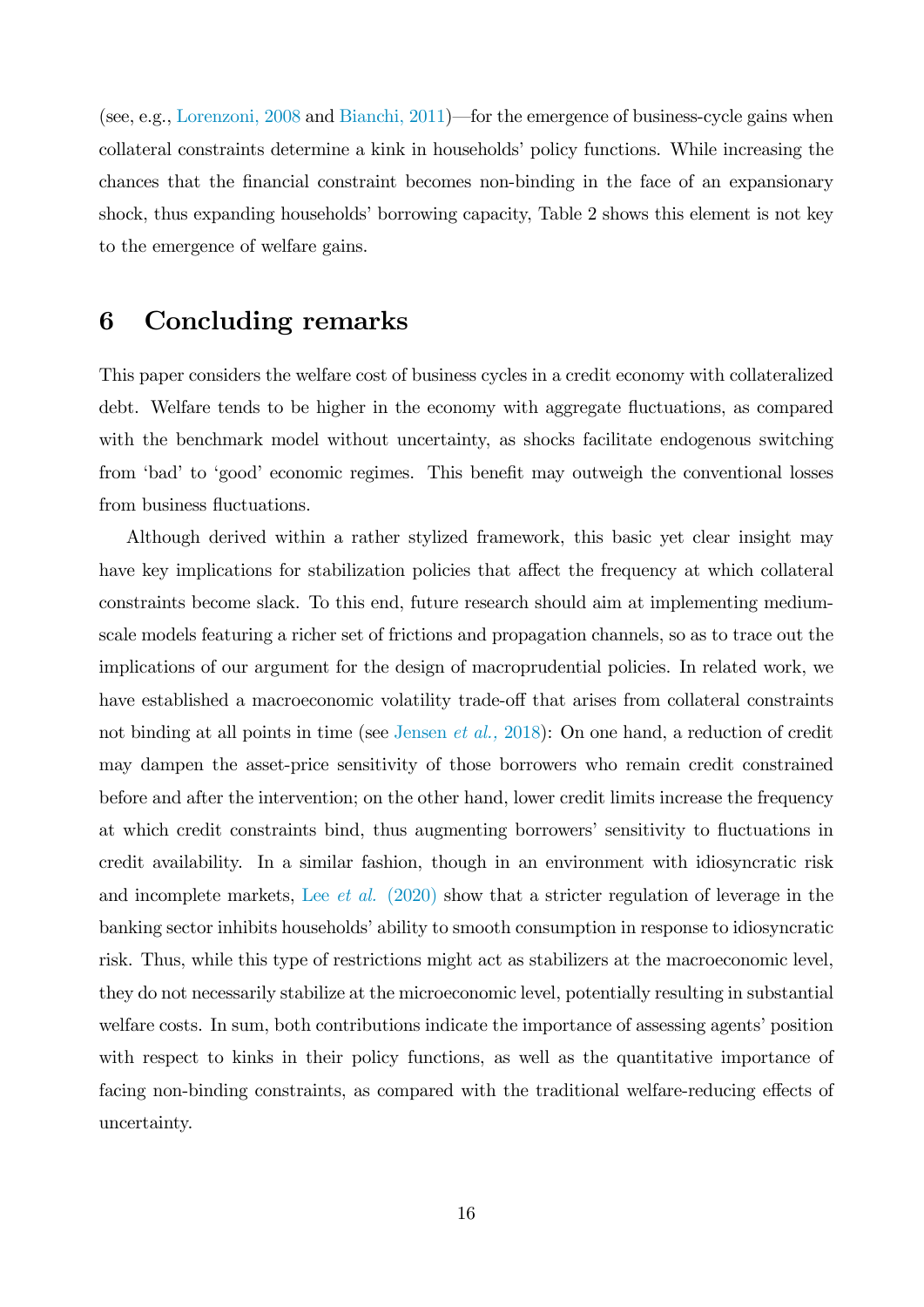(see, e.g., Lorenzoni, 2008 and Bianchi, 2011)—for the emergence of business-cycle gains when collateral constraints determine a kink in households' policy functions. While increasing the chances that the financial constraint becomes non-binding in the face of an expansionary shock, thus expanding households' borrowing capacity, Table 2 shows this element is not key to the emergence of welfare gains.

## 6 Concluding remarks

This paper considers the welfare cost of business cycles in a credit economy with collateralized debt. Welfare tends to be higher in the economy with aggregate fluctuations, as compared with the benchmark model without uncertainty, as shocks facilitate endogenous switching from 'bad' to 'good' economic regimes. This benefit may outweigh the conventional losses from business fluctuations.

Although derived within a rather stylized framework, this basic yet clear insight may have key implications for stabilization policies that affect the frequency at which collateral constraints become slack. To this end, future research should aim at implementing medium-scale models featuring a richer set of frictions and propagation channels, so as to trace out the implications of our argument for the design of macroprudential policies. In related work, we have established a macroeconomic volatility trade-off that arises from collateral constraints not binding at all points in time (see Jensen *et al.,* 2018): On one hand, a reduction of credit may dampen the asset-price sensitivity of those borrowers who remain credit constrained before and after the intervention; on the other hand, lower credit limits increase the frequency at which credit constraints bind, thus augmenting borrowers' sensitivity to fluctuations in credit availability. In a similar fashion, though in an environment with idiosyncratic risk and incomplete markets, Lee *et al.* (2020) show that a stricter regulation of leverage in the banking sector inhibits households' ability to smooth consumption in response to idiosyncratic risk. Thus, while this type of restrictions might act as stabilizers at the macroeconomic level, they do not necessarily stabilize at the microeconomic level, potentially resulting in substantial welfare costs. In sum, both contributions indicate the importance of assessing agents' position with respect to kinks in their policy functions, as well as the quantitative importance of facing non-binding constraints, as compared with the traditional welfare-reducing effects of uncertainty.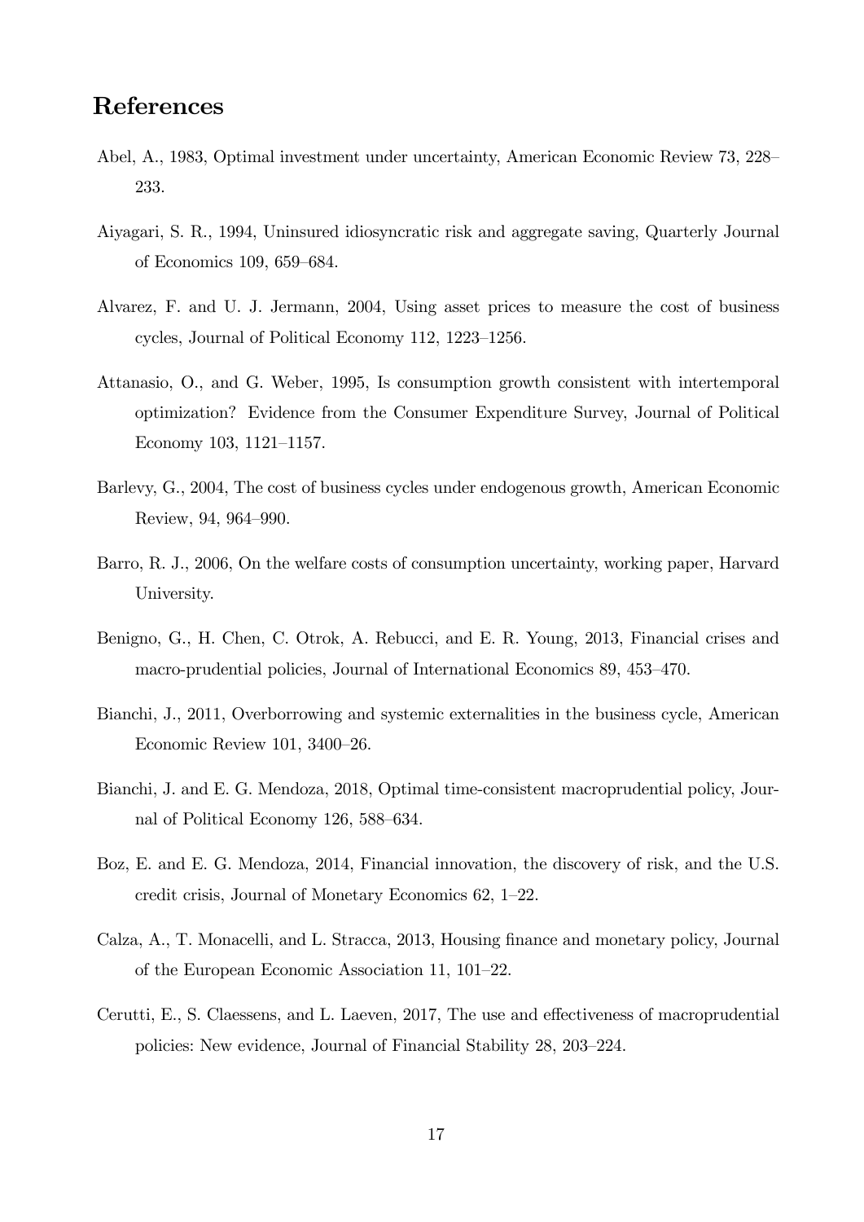## References

Abel, A., 1983, Optimal investment under uncertainty, American Economic Review 73, 228–233.

Aiyagari, S. R., 1994, Uninsured idiosyncratic risk and aggregate saving, Quarterly Journal of Economics 109, 659–684.

Alvarez, F. and U. J. Jermann, 2004, Using asset prices to measure the cost of business cycles, Journal of Political Economy 112, 1223–1256.

Attanasio, O., and G. Weber, 1995, Is consumption growth consistent with intertemporal optimization? Evidence from the Consumer Expenditure Survey, Journal of Political Economy 103, 1121–1157.

Barlevy, G., 2004, The cost of business cycles under endogenous growth, American Economic Review, 94, 964–990.

Barro, R. J., 2006, On the welfare costs of consumption uncertainty, working paper, Harvard University.

Benigno, G., H. Chen, C. Otrok, A. Rebucci, and E. R. Young, 2013, Financial crises and macro-prudential policies, Journal of International Economics 89, 453–470.

Bianchi, J., 2011, Overborrowing and systemic externalities in the business cycle, American Economic Review 101, 3400–26.

Bianchi, J. and E. G. Mendoza, 2018, Optimal time-consistent macroprudential policy, Journal of Political Economy 126, 588–634.

Boz, E. and E. G. Mendoza, 2014, Financial innovation, the discovery of risk, and the U.S. credit crisis, Journal of Monetary Economics 62, 1–22.

Calza, A., T. Monacelli, and L. Stracca, 2013, Housing finance and monetary policy, Journal of the European Economic Association 11, 101–22.

Cerutti, E., S. Claessens, and L. Laeven, 2017, The use and effectiveness of macroprudential policies: New evidence, Journal of Financial Stability 28, 203–224.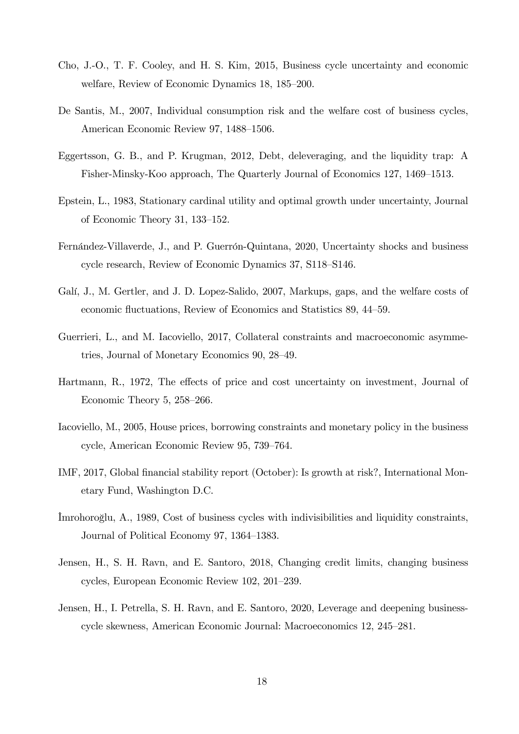Cho, J.-O., T. F. Cooley, and H. S. Kim, 2015, Business cycle uncertainty and economic welfare, Review of Economic Dynamics 18, 185–200.

De Santis, M., 2007, Individual consumption risk and the welfare cost of business cycles, American Economic Review 97, 1488–1506.

Eggertsson, G. B., and P. Krugman, 2012, Debt, deleveraging, and the liquidity trap: A Fisher-Minsky-Koo approach, The Quarterly Journal of Economics 127, 1469–1513.

Epstein, L., 1983, Stationary cardinal utility and optimal growth under uncertainty, Journal of Economic Theory 31, 133–152.

Fernández-Villaverde, J., and P. Guerrón-Quintana, 2020, Uncertainty shocks and business cycle research, Review of Economic Dynamics 37, S118–S146.

Galí, J., M. Gertler, and J. D. Lopez-Salido, 2007, Markups, gaps, and the welfare costs of economic fluctuations, Review of Economics and Statistics 89, 44–59.

Guerrieri, L., and M. Iacoviello, 2017, Collateral constraints and macroeconomic asymmetries, Journal of Monetary Economics 90, 28–49.

Hartmann, R., 1972, The effects of price and cost uncertainty on investment, Journal of Economic Theory 5, 258–266.

Iacoviello, M., 2005, House prices, borrowing constraints and monetary policy in the business cycle, American Economic Review 95, 739–764.

IMF, 2017, Global financial stability report (October): Is growth at risk?, International Monetary Fund, Washington D.C.

İmrohoroğlu, A., 1989, Cost of business cycles with indivisibilities and liquidity constraints, Journal of Political Economy 97, 1364–1383.

Jensen, H., S. H. Ravn, and E. Santoro, 2018, Changing credit limits, changing business cycles, European Economic Review 102, 201–239.

Jensen, H., I. Petrella, S. H. Ravn, and E. Santoro, 2020, Leverage and deepening business-cycle skewness, American Economic Journal: Macroeconomics 12, 245–281.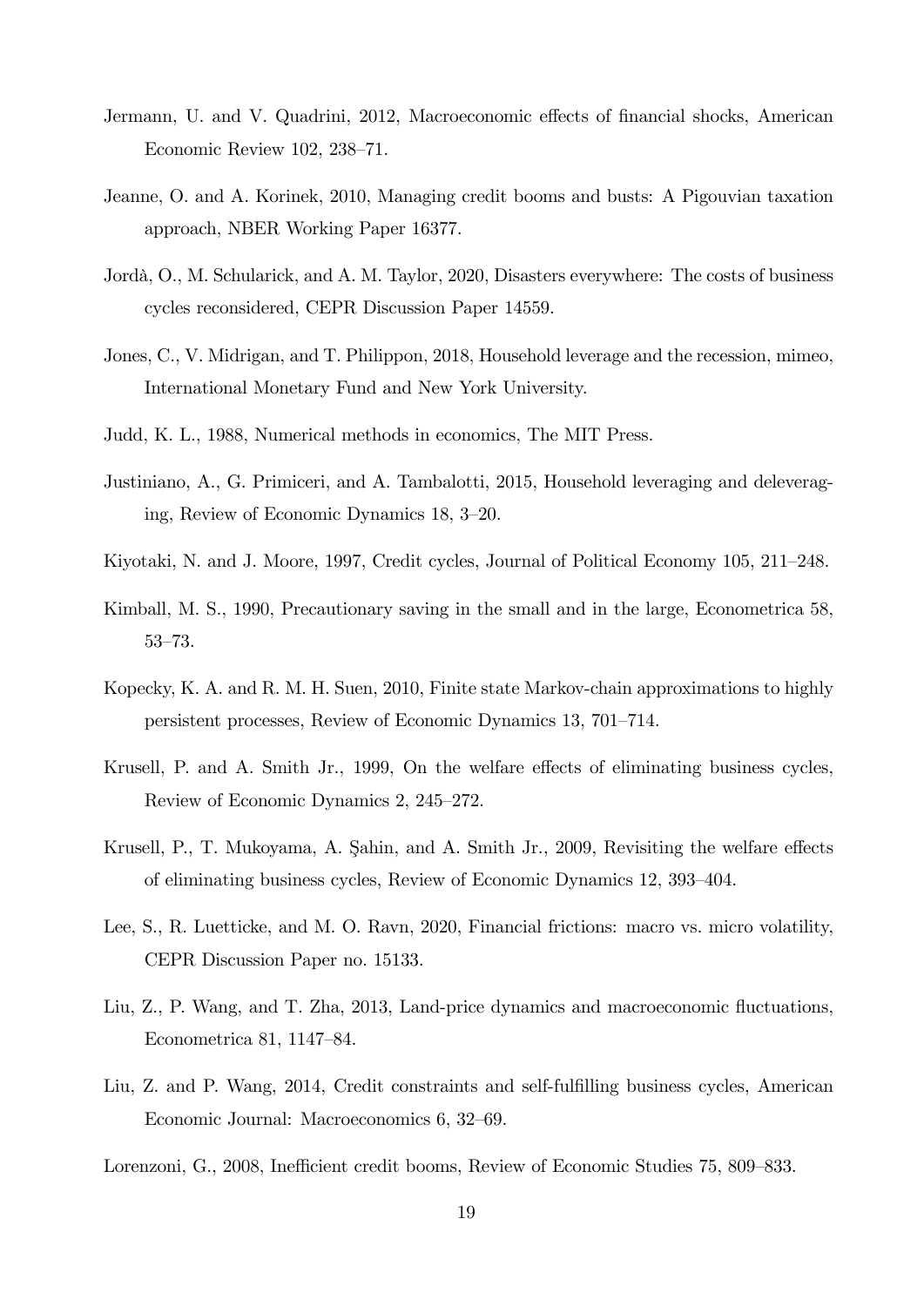Jermann, U. and V. Quadrini, 2012, Macroeconomic effects of financial shocks, American Economic Review 102, 238–71.

Jeanne, O. and A. Korinek, 2010, Managing credit booms and busts: A Pigouvian taxation approach, NBER Working Paper 16377.

Jordà, O., M. Schularick, and A. M. Taylor, 2020, Disasters everywhere: The costs of business cycles reconsidered, CEPR Discussion Paper 14559.

Jones, C., V. Midrigan, and T. Philippon, 2018, Household leverage and the recession, mimeo, International Monetary Fund and New York University.

Judd, K. L., 1988, Numerical methods in economics, The MIT Press.

Justiniano, A., G. Primiceri, and A. Tambalotti, 2015, Household leveraging and deleveraging, Review of Economic Dynamics 18, 3–20.

Kiyotaki, N. and J. Moore, 1997, Credit cycles, Journal of Political Economy 105, 211–248.

Kimball, M. S., 1990, Precautionary saving in the small and in the large, Econometrica 58, 53–73.

Kopecky, K. A. and R. M. H. Suen, 2010, Finite state Markov-chain approximations to highly persistent processes, Review of Economic Dynamics 13, 701–714.

Krusell, P. and A. Smith Jr., 1999, On the welfare effects of eliminating business cycles, Review of Economic Dynamics 2, 245–272.

Krusell, P., T. Mukoyama, A. Şahin, and A. Smith Jr., 2009, Revisiting the welfare effects of eliminating business cycles, Review of Economic Dynamics 12, 393–404.

Lee, S., R. Luetticke, and M. O. Ravn, 2020, Financial frictions: macro vs. micro volatility, CEPR Discussion Paper no. 15133.

Liu, Z., P. Wang, and T. Zha, 2013, Land-price dynamics and macroeconomic fluctuations, Econometrica 81, 1147–84.

Liu, Z. and P. Wang, 2014, Credit constraints and self-fulfilling business cycles, American Economic Journal: Macroeconomics 6, 32–69.

Lorenzoni, G., 2008, Inefficient credit booms, Review of Economic Studies 75, 809–833.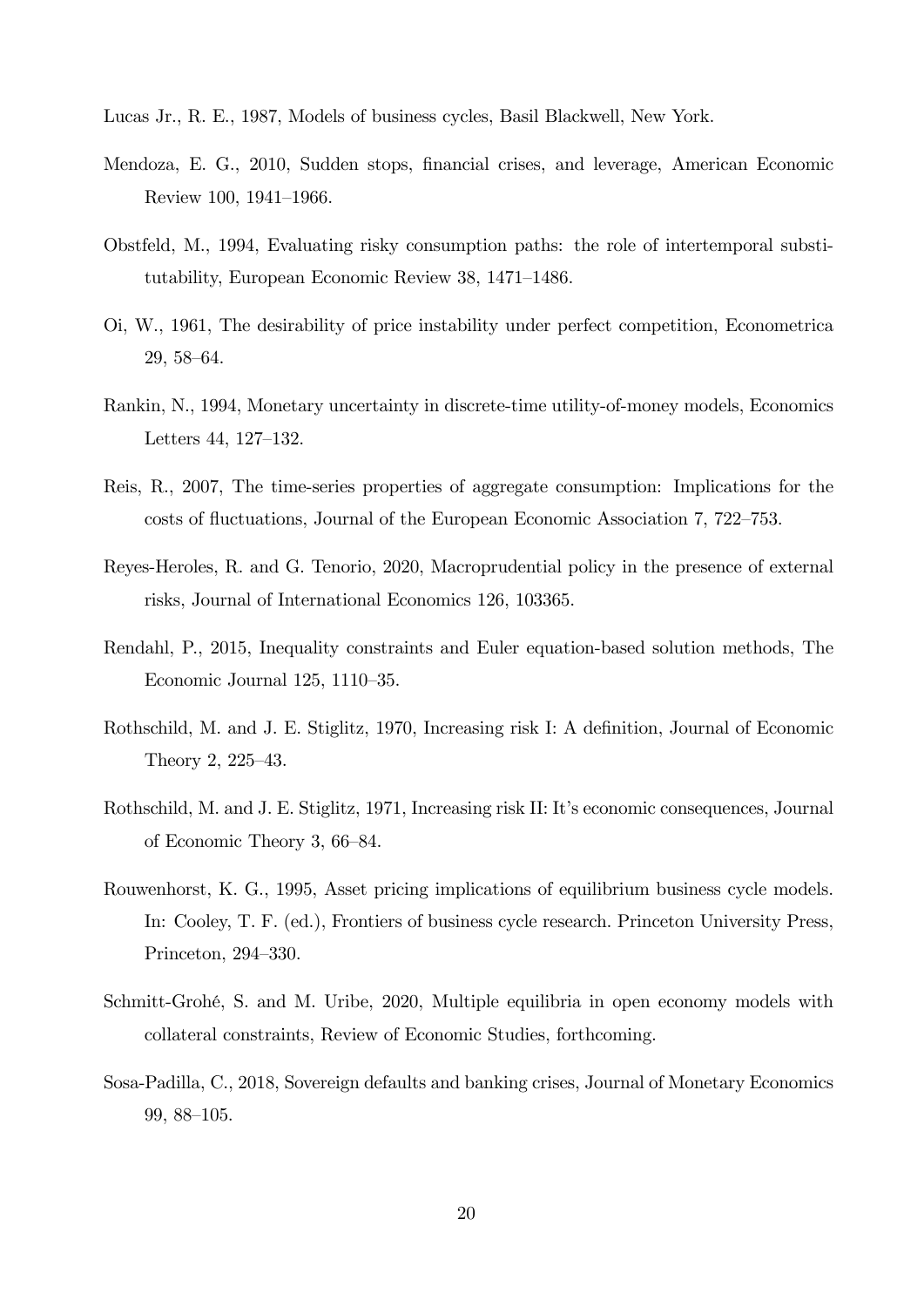Lucas Jr., R. E., 1987, Models of business cycles, Basil Blackwell, New York.

Mendoza, E. G., 2010, Sudden stops, financial crises, and leverage, American Economic Review 100, 1941–1966.

Obstfeld, M., 1994, Evaluating risky consumption paths: the role of intertemporal substitutability, European Economic Review 38, 1471–1486.

Oi, W., 1961, The desirability of price instability under perfect competition, Econometrica 29, 58–64.

Rankin, N., 1994, Monetary uncertainty in discrete-time utility-of-money models, Economics Letters 44, 127–132.

Reis, R., 2007, The time-series properties of aggregate consumption: Implications for the costs of fluctuations, Journal of the European Economic Association 7, 722–753.

Reyes-Heroles, R. and G. Tenorio, 2020, Macroprudential policy in the presence of external risks, Journal of International Economics 126, 103365.

Rendahl, P., 2015, Inequality constraints and Euler equation-based solution methods, The Economic Journal 125, 1110–35.

Rothschild, M. and J. E. Stiglitz, 1970, Increasing risk I: A definition, Journal of Economic Theory 2, 225–43.

Rothschild, M. and J. E. Stiglitz, 1971, Increasing risk II: It's economic consequences, Journal of Economic Theory 3, 66–84.

Rouwenhorst, K. G., 1995, Asset pricing implications of equilibrium business cycle models. In: Cooley, T. F. (ed.), Frontiers of business cycle research. Princeton University Press, Princeton, 294–330.

Schmitt-Grohé, S. and M. Uribe, 2020, Multiple equilibria in open economy models with collateral constraints, Review of Economic Studies, forthcoming.

Sosa-Padilla, C., 2018, Sovereign defaults and banking crises, Journal of Monetary Economics 99, 88–105.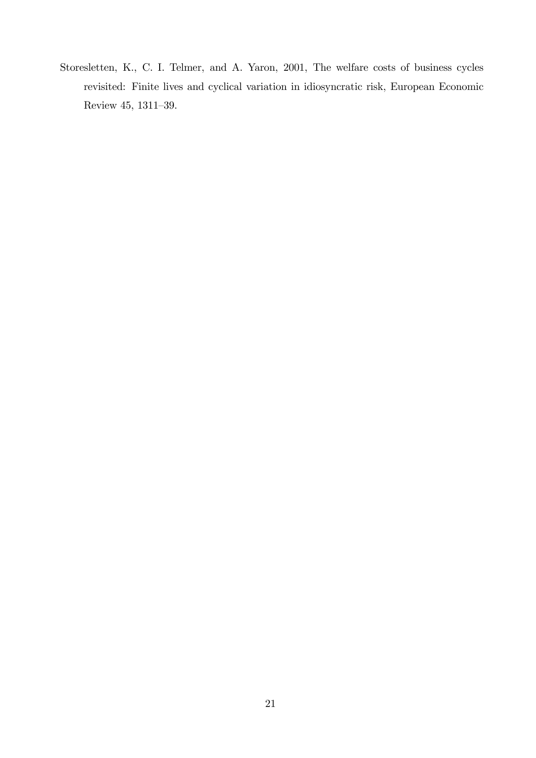Storesletten, K., C. I. Telmer, and A. Yaron, 2001, The welfare costs of business cycles revisited: Finite lives and cyclical variation in idiosyncratic risk, European Economic Review 45, 1311–39.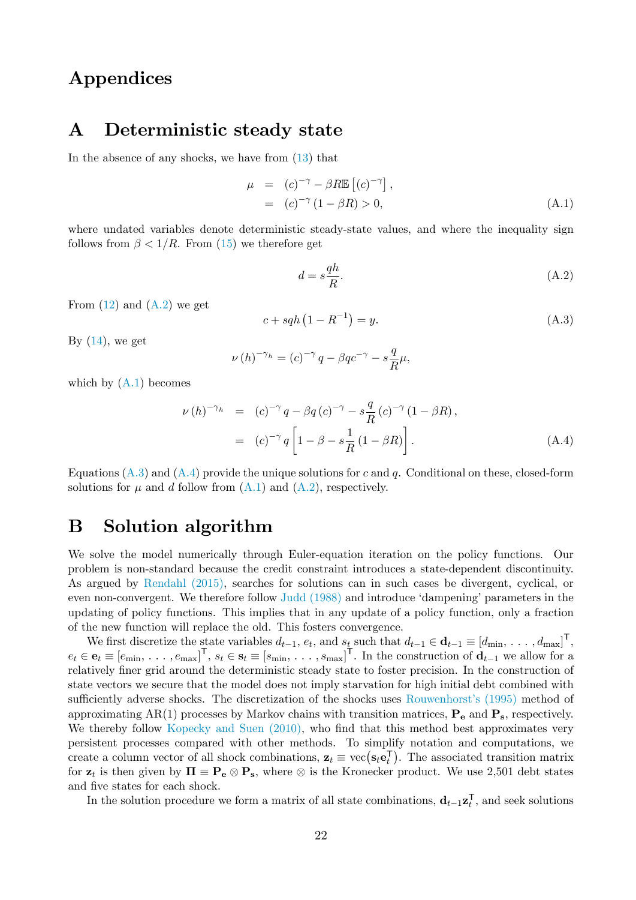# Appendices

## A Deterministic steady state

In the absence of any shocks, we have from (13) that

$$
\begin{aligned}
\mu &= (c)^{-\gamma} - \beta R \mathbb{E}\left[(c)^{-\gamma}\right], \\
&= (c)^{-\gamma}(1-\beta R) > 0,
\end{aligned}
\tag{A.1}
$$

where undated variables denote deterministic steady-state values, and where the inequality sign follows from $\beta < 1/R$. From (15) we therefore get

$$
d = s\frac{qh}{R}. \tag{A.2}
$$

From (12) and (A.2) we get

$$
c + sqh\left(1 - R^{-1}\right) = y. \tag{A.3}
$$

By (14), we get

$$
\nu (h)^{-\gamma_h} = (c)^{-\gamma} q - \beta q c^{-\gamma} - s\frac{q}{R}\mu,
$$

which by (A.1) becomes

$$
\begin{aligned}
\nu (h)^{-\gamma_h} &= (c)^{-\gamma} q - \beta q (c)^{-\gamma} - s\frac{q}{R}(c)^{-\gamma}(1-\beta R), \\
&= (c)^{-\gamma} q \left[1 - \beta - s\frac{1}{R}(1-\beta R)\right].
\end{aligned}
\tag{A.4}
$$

Equations (A.3) and (A.4) provide the unique solutions for $c$ and $q$. Conditional on these, closed-form solutions for $\mu$ and $d$ follow from (A.1) and (A.2), respectively.

## B Solution algorithm

We solve the model numerically through Euler-equation iteration on the policy functions. Our problem is non-standard because the credit constraint introduces a state-dependent discontinuity. As argued by Rendahl (2015), searches for solutions can in such cases be divergent, cyclical, or even non-convergent. We therefore follow Judd (1988) and introduce 'dampening' parameters in the updating of policy functions. This implies that in any update of a policy function, only a fraction of the new function will replace the old. This fosters convergence.

We first discretize the state variables $d_{t-1}$, $e_t$, and $s_t$ such that $d_{t-1} \in \mathbf{d}_{t-1} \equiv [d_{\min}, \ldots, d_{\max}]^{\mathsf{T}}$, $e_t \in \mathbf{e}_t \equiv [e_{\min}, \ldots, e_{\max}]^{\mathsf{T}}$, $s_t \in \mathbf{s}_t \equiv [s_{\min}, \ldots, s_{\max}]^{\mathsf{T}}$. In the construction of $\mathbf{d}_{t-1}$ we allow for a relatively finer grid around the deterministic steady state to foster precision. In the construction of state vectors we secure that the model does not imply starvation for high initial debt combined with sufficiently adverse shocks. The discretization of the shocks uses Rouwenhorst's (1995) method of approximating AR(1) processes by Markov chains with transition matrices, $\mathbf{P_e}$ and $\mathbf{P_s}$, respectively. We thereby follow Kopecky and Suen (2010), who find that this method best approximates very persistent processes compared with other methods. To simplify notation and computations, we create a column vector of all shock combinations, $\mathbf{z}_t \equiv \text{vec}(\mathbf{s}_t \mathbf{e}_t^{\mathsf{T}})$. The associated transition matrix for $\mathbf{z}_t$ is then given by $\mathbf{\Pi} \equiv \mathbf{P_e} \otimes \mathbf{P_s}$, where $\otimes$ is the Kronecker product. We use 2,501 debt states and five states for each shock.

In the solution procedure we form a matrix of all state combinations, $\mathbf{d}_{t-1}\mathbf{z}_t^{\mathsf{T}}$, and seek solutions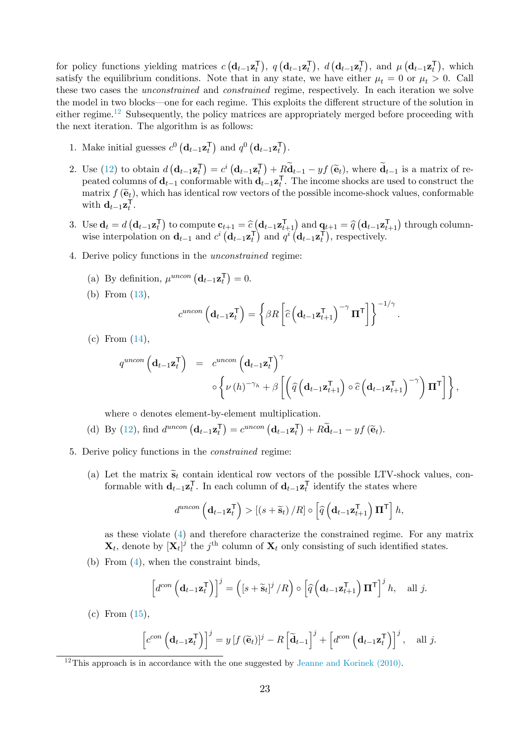for policy functions yielding matrices $c\left(\mathbf{d}_{t-1}\mathbf{z}_t^\mathsf{T}\right)$, $q\left(\mathbf{d}_{t-1}\mathbf{z}_t^\mathsf{T}\right)$, $d\left(\mathbf{d}_{t-1}\mathbf{z}_t^\mathsf{T}\right)$, and $\mu\left(\mathbf{d}_{t-1}\mathbf{z}_t^\mathsf{T}\right)$, which satisfy the equilibrium conditions. Note that in any state, we have either $\mu_t = 0$ or $\mu_t > 0$. Call these two cases the *unconstrained* and *constrained* regime, respectively. In each iteration we solve the model in two blocks—one for each regime. This exploits the different structure of the solution in either regime.[12] Subsequently, the policy matrices are appropriately merged before proceeding with the next iteration. The algorithm is as follows:

1. Make initial guesses $c^0\left(\mathbf{d}_{t-1}\mathbf{z}_t^\mathsf{T}\right)$ and $q^0\left(\mathbf{d}_{t-1}\mathbf{z}_t^\mathsf{T}\right)$.

2. Use (12) to obtain $d\left(\mathbf{d}_{t-1}\mathbf{z}_t^\mathsf{T}\right) = c^i\left(\mathbf{d}_{t-1}\mathbf{z}_t^\mathsf{T}\right) + R\widetilde{\mathbf{d}}_{t-1} - yf\left(\widetilde{\mathbf{e}}_t\right)$, where $\widetilde{\mathbf{d}}_{t-1}$ is a matrix of repeated columns of $\mathbf{d}_{t-1}$ conformable with $\mathbf{d}_{t-1}\mathbf{z}_t^\mathsf{T}$. The income shocks are used to construct the matrix $f\left(\widetilde{\mathbf{e}}_t\right)$, which has identical row vectors of the possible income-shock values, conformable with $\mathbf{d}_{t-1}\mathbf{z}_t^\mathsf{T}$.

3. Use $\mathbf{d}_t = d\left(\mathbf{d}_{t-1}\mathbf{z}_t^\mathsf{T}\right)$ to compute $\mathbf{c}_{t+1} = \widehat{c}\left(\mathbf{d}_{t-1}\mathbf{z}_{t+1}^\mathsf{T}\right)$ and $\mathbf{q}_{t+1} = \widehat{q}\left(\mathbf{d}_{t-1}\mathbf{z}_{t+1}^\mathsf{T}\right)$ through column-wise interpolation on $\mathbf{d}_{t-1}$ and $c^i\left(\mathbf{d}_{t-1}\mathbf{z}_t^\mathsf{T}\right)$ and $q^i\left(\mathbf{d}_{t-1}\mathbf{z}_t^\mathsf{T}\right)$, respectively.

4. Derive policy functions in the *unconstrained* regime:

   (a) By definition, $\mu^{uncon}\left(\mathbf{d}_{t-1}\mathbf{z}_t^\mathsf{T}\right) = 0$.

   (b) From (13),
$$c^{uncon}\left(\mathbf{d}_{t-1}\mathbf{z}_t^\mathsf{T}\right) = \left\{\beta R\left[\widehat{c}\left(\mathbf{d}_{t-1}\mathbf{z}_{t+1}^\mathsf{T}\right)^{-\gamma}\mathbf{\Pi}^\mathsf{T}\right]\right\}^{-1/\gamma}.$$

   (c) From (14),
$$\begin{aligned} q^{uncon}\left(\mathbf{d}_{t-1}\mathbf{z}_t^\mathsf{T}\right) &= c^{uncon}\left(\mathbf{d}_{t-1}\mathbf{z}_t^\mathsf{T}\right)^{\gamma} \\ &\quad \circ\left\{\nu\left(h\right)^{-\gamma_h} + \beta\left[\left(\widehat{q}\left(\mathbf{d}_{t-1}\mathbf{z}_{t+1}^\mathsf{T}\right)\circ\widehat{c}\left(\mathbf{d}_{t-1}\mathbf{z}_{t+1}^\mathsf{T}\right)^{-\gamma}\right)\mathbf{\Pi}^\mathsf{T}\right]\right\}, \end{aligned}$$
   where $\circ$ denotes element-by-element multiplication.

   (d) By (12), find $d^{uncon}\left(\mathbf{d}_{t-1}\mathbf{z}_t^\mathsf{T}\right) = c^{uncon}\left(\mathbf{d}_{t-1}\mathbf{z}_t^\mathsf{T}\right) + R\widetilde{\mathbf{d}}_{t-1} - yf\left(\widetilde{\mathbf{e}}_t\right)$.

5. Derive policy functions in the *constrained* regime:

   (a) Let the matrix $\widetilde{\mathbf{s}}_t$ contain identical row vectors of the possible LTV-shock values, conformable with $\mathbf{d}_{t-1}\mathbf{z}_t^\mathsf{T}$. In each column of $\mathbf{d}_{t-1}\mathbf{z}_t^\mathsf{T}$ identify the states where
$$d^{uncon}\left(\mathbf{d}_{t-1}\mathbf{z}_t^\mathsf{T}\right) > \left[\left(s+\widetilde{\mathbf{s}}_t\right)/R\right]\circ\left[\widehat{q}\left(\mathbf{d}_{t-1}\mathbf{z}_{t+1}^\mathsf{T}\right)\mathbf{\Pi}^\mathsf{T}\right]h,$$
   as these violate (4) and therefore characterize the constrained regime. For any matrix $\mathbf{X}_t$, denote by $\left[\mathbf{X}_t\right]^j$ the $j^{\text{th}}$ column of $\mathbf{X}_t$ only consisting of such identified states.

   (b) From (4), when the constraint binds,
$$\left[d^{con}\left(\mathbf{d}_{t-1}\mathbf{z}_t^\mathsf{T}\right)\right]^j = \left(\left[s+\widetilde{\mathbf{s}}_t\right]^j/R\right)\circ\left[\widehat{q}\left(\mathbf{d}_{t-1}\mathbf{z}_{t+1}^\mathsf{T}\right)\mathbf{\Pi}^\mathsf{T}\right]^j h, \quad \text{all } j.$$

   (c) From (15),
$$\left[c^{con}\left(\mathbf{d}_{t-1}\mathbf{z}_t^\mathsf{T}\right)\right]^j = y\left[f\left(\widetilde{\mathbf{e}}_t\right)\right]^j - R\left[\widetilde{\mathbf{d}}_{t-1}\right]^j + \left[d^{con}\left(\mathbf{d}_{t-1}\mathbf{z}_t^\mathsf{T}\right)\right]^j, \quad \text{all } j.$$

[12] This approach is in accordance with the one suggested by Jeanne and Korinek (2010).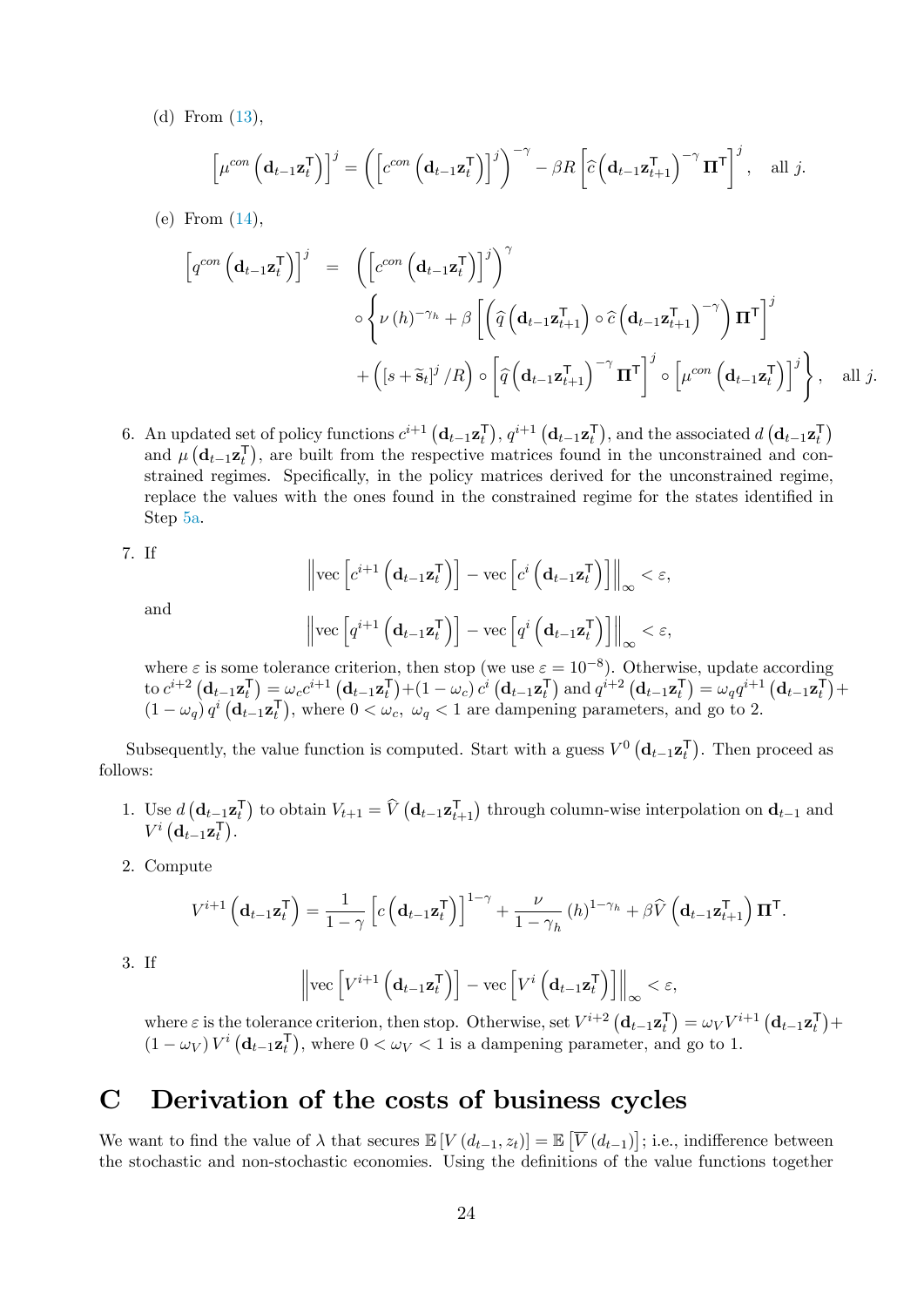(d) From (13),

$$\left[\mu^{con}\left(\mathbf{d}_{t-1}\mathbf{z}_t^{\mathsf{T}}\right)\right]^j = \left(\left[c^{con}\left(\mathbf{d}_{t-1}\mathbf{z}_t^{\mathsf{T}}\right)\right]^j\right)^{-\gamma} - \beta R\left[\widehat{c}\left(\mathbf{d}_{t-1}\mathbf{z}_{t+1}^{\mathsf{T}}\right)^{-\gamma}\mathbf{\Pi}^{\mathsf{T}}\right]^j, \quad \text{all } j.$$

(e) From (14),

$$\begin{aligned}\left[q^{con}\left(\mathbf{d}_{t-1}\mathbf{z}_t^{\mathsf{T}}\right)\right]^j &= \left(\left[c^{con}\left(\mathbf{d}_{t-1}\mathbf{z}_t^{\mathsf{T}}\right)\right]^j\right)^{\gamma} \\ &\circ\left\{\nu\left(h\right)^{-\gamma_h} + \beta\left[\left(\widehat{q}\left(\mathbf{d}_{t-1}\mathbf{z}_{t+1}^{\mathsf{T}}\right)\circ\widehat{c}\left(\mathbf{d}_{t-1}\mathbf{z}_{t+1}^{\mathsf{T}}\right)^{-\gamma}\right)\mathbf{\Pi}^{\mathsf{T}}\right]^j\right. \\ &\left.+\left(\left[s+\widetilde{\mathbf{s}}_t\right]^j/R\right)\circ\left[\widehat{q}\left(\mathbf{d}_{t-1}\mathbf{z}_{t+1}^{\mathsf{T}}\right)^{-\gamma}\mathbf{\Pi}^{\mathsf{T}}\right]^j\circ\left[\mu^{con}\left(\mathbf{d}_{t-1}\mathbf{z}_t^{\mathsf{T}}\right)\right]^j\right\}, \quad \text{all } j.\end{aligned}$$

6. An updated set of policy functions $c^{i+1}\left(\mathbf{d}_{t-1}\mathbf{z}_t^{\mathsf{T}}\right)$, $q^{i+1}\left(\mathbf{d}_{t-1}\mathbf{z}_t^{\mathsf{T}}\right)$, and the associated $d\left(\mathbf{d}_{t-1}\mathbf{z}_t^{\mathsf{T}}\right)$ and $\mu\left(\mathbf{d}_{t-1}\mathbf{z}_t^{\mathsf{T}}\right)$, are built from the respective matrices found in the unconstrained and constrained regimes. Specifically, in the policy matrices derived for the unconstrained regime, replace the values with the ones found in the constrained regime for the states identified in Step 5a.

7. If
$$\left\|\text{vec}\left[c^{i+1}\left(\mathbf{d}_{t-1}\mathbf{z}_t^{\mathsf{T}}\right)\right] - \text{vec}\left[c^{i}\left(\mathbf{d}_{t-1}\mathbf{z}_t^{\mathsf{T}}\right)\right]\right\|_{\infty} < \varepsilon,$$
and
$$\left\|\text{vec}\left[q^{i+1}\left(\mathbf{d}_{t-1}\mathbf{z}_t^{\mathsf{T}}\right)\right] - \text{vec}\left[q^{i}\left(\mathbf{d}_{t-1}\mathbf{z}_t^{\mathsf{T}}\right)\right]\right\|_{\infty} < \varepsilon,$$
where $\varepsilon$ is some tolerance criterion, then stop (we use $\varepsilon = 10^{-8}$). Otherwise, update according to $c^{i+2}\left(\mathbf{d}_{t-1}\mathbf{z}_t^{\mathsf{T}}\right) = \omega_c c^{i+1}\left(\mathbf{d}_{t-1}\mathbf{z}_t^{\mathsf{T}}\right) + (1-\omega_c)\, c^{i}\left(\mathbf{d}_{t-1}\mathbf{z}_t^{\mathsf{T}}\right)$ and $q^{i+2}\left(\mathbf{d}_{t-1}\mathbf{z}_t^{\mathsf{T}}\right) = \omega_q q^{i+1}\left(\mathbf{d}_{t-1}\mathbf{z}_t^{\mathsf{T}}\right) + (1-\omega_q)\, q^{i}\left(\mathbf{d}_{t-1}\mathbf{z}_t^{\mathsf{T}}\right)$, where $0 < \omega_c,\ \omega_q < 1$ are dampening parameters, and go to 2.

Subsequently, the value function is computed. Start with a guess $V^0\left(\mathbf{d}_{t-1}\mathbf{z}_t^{\mathsf{T}}\right)$. Then proceed as follows:

1. Use $d\left(\mathbf{d}_{t-1}\mathbf{z}_t^{\mathsf{T}}\right)$ to obtain $V_{t+1} = \widehat{V}\left(\mathbf{d}_{t-1}\mathbf{z}_{t+1}^{\mathsf{T}}\right)$ through column-wise interpolation on $\mathbf{d}_{t-1}$ and $V^i\left(\mathbf{d}_{t-1}\mathbf{z}_t^{\mathsf{T}}\right)$.

2. Compute
$$V^{i+1}\left(\mathbf{d}_{t-1}\mathbf{z}_t^{\mathsf{T}}\right) = \frac{1}{1-\gamma}\left[c\left(\mathbf{d}_{t-1}\mathbf{z}_t^{\mathsf{T}}\right)\right]^{1-\gamma} + \frac{\nu}{1-\gamma_h}\left(h\right)^{1-\gamma_h} + \beta\widehat{V}\left(\mathbf{d}_{t-1}\mathbf{z}_{t+1}^{\mathsf{T}}\right)\mathbf{\Pi}^{\mathsf{T}}.$$

3. If
$$\left\|\text{vec}\left[V^{i+1}\left(\mathbf{d}_{t-1}\mathbf{z}_t^{\mathsf{T}}\right)\right] - \text{vec}\left[V^{i}\left(\mathbf{d}_{t-1}\mathbf{z}_t^{\mathsf{T}}\right)\right]\right\|_{\infty} < \varepsilon,$$
where $\varepsilon$ is the tolerance criterion, then stop. Otherwise, set $V^{i+2}\left(\mathbf{d}_{t-1}\mathbf{z}_t^{\mathsf{T}}\right) = \omega_V V^{i+1}\left(\mathbf{d}_{t-1}\mathbf{z}_t^{\mathsf{T}}\right) + (1-\omega_V)\, V^{i}\left(\mathbf{d}_{t-1}\mathbf{z}_t^{\mathsf{T}}\right)$, where $0 < \omega_V < 1$ is a dampening parameter, and go to 1.

# C Derivation of the costs of business cycles

We want to find the value of $\lambda$ that secures $\mathbb{E}\left[V\left(d_{t-1}, z_t\right)\right] = \mathbb{E}\left[\overline{V}\left(d_{t-1}\right)\right]$; i.e., indifference between the stochastic and non-stochastic economies. Using the definitions of the value functions together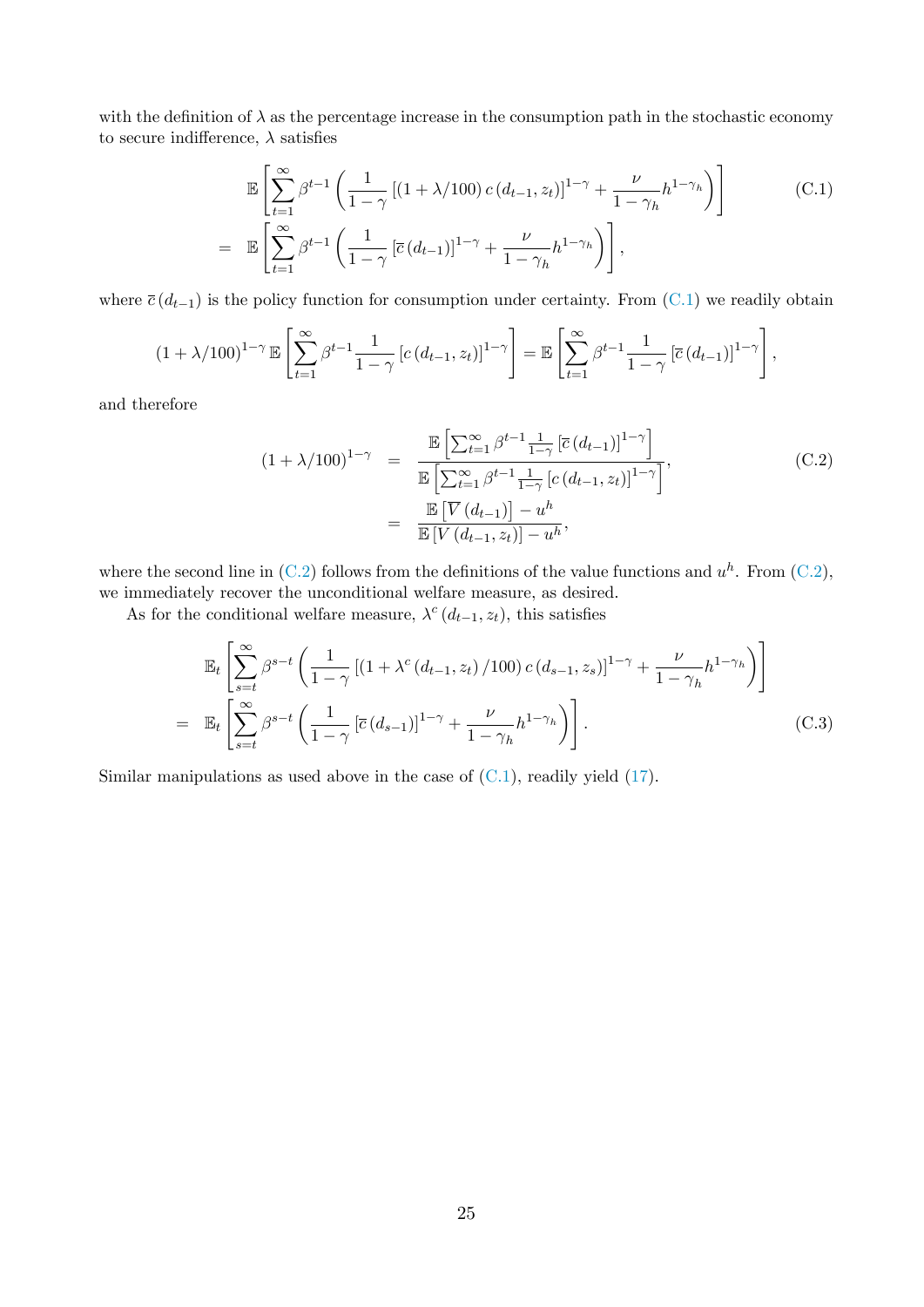with the definition of $\lambda$ as the percentage increase in the consumption path in the stochastic economy to secure indifference, $\lambda$ satisfies

$$
\begin{aligned}
& \mathbb{E}\left[\sum_{t=1}^{\infty} \beta^{t-1}\left(\frac{1}{1-\gamma}\left[(1+\lambda/100)\, c\left(d_{t-1}, z_t\right)\right]^{1-\gamma}+\frac{\nu}{1-\gamma_h} h^{1-\gamma_h}\right)\right] \\
= \;& \mathbb{E}\left[\sum_{t=1}^{\infty} \beta^{t-1}\left(\frac{1}{1-\gamma}\left[\overline{c}\left(d_{t-1}\right)\right]^{1-\gamma}+\frac{\nu}{1-\gamma_h} h^{1-\gamma_h}\right)\right],
\end{aligned} \tag{C.1}
$$

where $\overline{c}\left(d_{t-1}\right)$ is the policy function for consumption under certainty. From (C.1) we readily obtain

$$
(1+\lambda/100)^{1-\gamma}\, \mathbb{E}\left[\sum_{t=1}^{\infty} \beta^{t-1} \frac{1}{1-\gamma}\left[c\left(d_{t-1}, z_t\right)\right]^{1-\gamma}\right]=\mathbb{E}\left[\sum_{t=1}^{\infty} \beta^{t-1} \frac{1}{1-\gamma}\left[\overline{c}\left(d_{t-1}\right)\right]^{1-\gamma}\right],
$$

and therefore

$$
\begin{aligned}
(1+\lambda/100)^{1-\gamma} & = \frac{\mathbb{E}\left[\sum_{t=1}^{\infty} \beta^{t-1} \frac{1}{1-\gamma}\left[\overline{c}\left(d_{t-1}\right)\right]^{1-\gamma}\right]}{\mathbb{E}\left[\sum_{t=1}^{\infty} \beta^{t-1} \frac{1}{1-\gamma}\left[c\left(d_{t-1}, z_t\right)\right]^{1-\gamma}\right]}, \\
& = \frac{\mathbb{E}\left[\overline{V}\left(d_{t-1}\right)\right]-u^h}{\mathbb{E}\left[V\left(d_{t-1}, z_t\right)\right]-u^h},
\end{aligned} \tag{C.2}
$$

where the second line in (C.2) follows from the definitions of the value functions and $u^h$. From (C.2), we immediately recover the unconditional welfare measure, as desired.

As for the conditional welfare measure, $\lambda^c\left(d_{t-1}, z_t\right)$, this satisfies

$$
\begin{aligned}
& \mathbb{E}_t\left[\sum_{s=t}^{\infty} \beta^{s-t}\left(\frac{1}{1-\gamma}\left[\left(1+\lambda^c\left(d_{t-1}, z_t\right)/100\right) c\left(d_{s-1}, z_s\right)\right]^{1-\gamma}+\frac{\nu}{1-\gamma_h} h^{1-\gamma_h}\right)\right] \\
= \;& \mathbb{E}_t\left[\sum_{s=t}^{\infty} \beta^{s-t}\left(\frac{1}{1-\gamma}\left[\overline{c}\left(d_{s-1}\right)\right]^{1-\gamma}+\frac{\nu}{1-\gamma_h} h^{1-\gamma_h}\right)\right].
\end{aligned} \tag{C.3}
$$

Similar manipulations as used above in the case of (C.1), readily yield (17).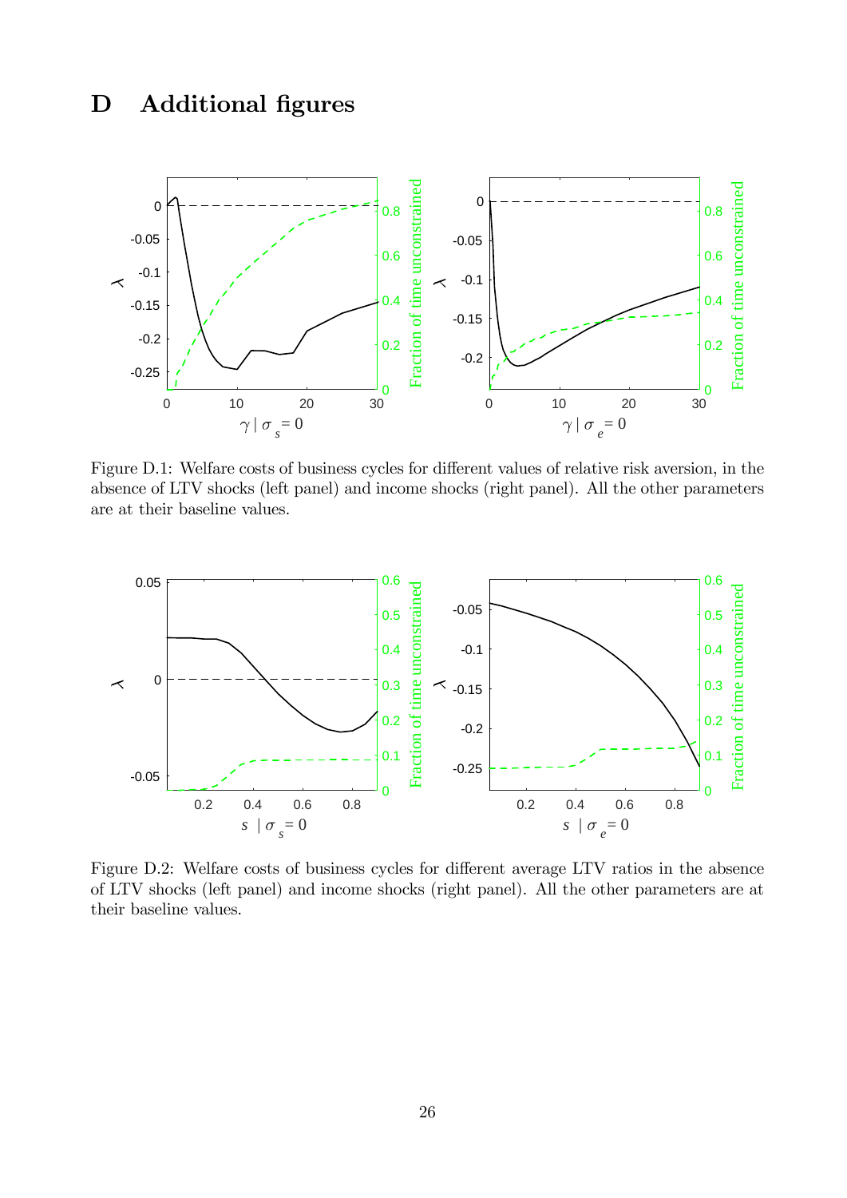# D Additional figures

0
-0.05
-0.1
-0.15
-0.2
-0.25
$\lambda$
0 10 20 30
$\gamma \mid \sigma_s = 0$
Fraction of time unconstrained
0 0.2 0.4 0.6 0.8

0
-0.05
-0.1
-0.15
-0.2
$\lambda$
0 10 20 30
$\gamma \mid \sigma_e = 0$
Fraction of time unconstrained
0 0.2 0.4 0.6 0.8

Figure D.1: Welfare costs of business cycles for different values of relative risk aversion, in the absence of LTV shocks (left panel) and income shocks (right panel). All the other parameters are at their baseline values.

0.05
0
-0.05
$\lambda$
0.2 0.4 0.6 0.8
$s \mid \sigma_s = 0$
Fraction of time unconstrained
0 0.1 0.2 0.3 0.4 0.5 0.6

-0.05
-0.1
-0.15
-0.2
-0.25
$\lambda$
0.2 0.4 0.6 0.8
$s \mid \sigma_e = 0$
Fraction of time unconstrained
0 0.1 0.2 0.3 0.4 0.5 0.6

Figure D.2: Welfare costs of business cycles for different average LTV ratios in the absence of LTV shocks (left panel) and income shocks (right panel). All the other parameters are at their baseline values.